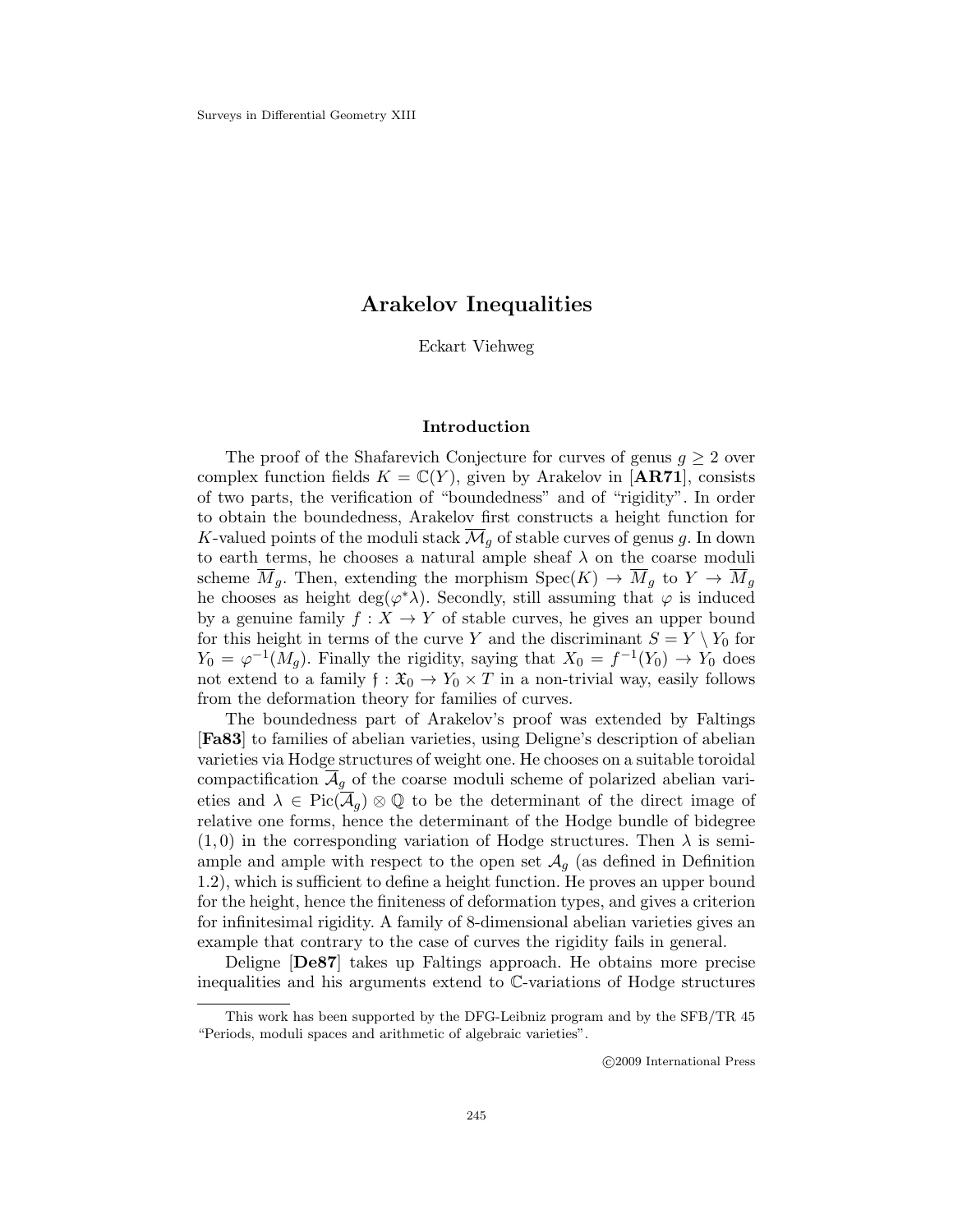# Arakelov Inequalities

Eckart Viehweg

## Introduction

The proof of the Shafarevich Conjecture for curves of genus $g \geq 2$ over complex function fields $K = \mathbb{C}(Y)$, given by Arakelov in [**AR71**], consists of two parts, the verification of "boundedness" and of "rigidity". In order to obtain the boundedness, Arakelov first constructs a height function for $K$-valued points of the moduli stack $\overline{\mathcal{M}}_g$ of stable curves of genus $g$. In down to earth terms, he chooses a natural ample sheaf $\lambda$ on the coarse moduli scheme $\overline{M}_g$. Then, extending the morphism $\mathrm{Spec}(K) \to \overline{M}_g$ to $Y \to \overline{M}_g$ he chooses as height $\deg(\varphi^*\lambda)$. Secondly, still assuming that $\varphi$ is induced by a genuine family $f : X \to Y$ of stable curves, he gives an upper bound for this height in terms of the curve $Y$ and the discriminant $S = Y \setminus Y_0$ for $Y_0 = \varphi^{-1}(M_g)$. Finally the rigidity, saying that $X_0 = f^{-1}(Y_0) \to Y_0$ does not extend to a family $\mathfrak{f} : \mathfrak{X}_0 \to Y_0 \times T$ in a non-trivial way, easily follows from the deformation theory for families of curves.

The boundedness part of Arakelov's proof was extended by Faltings [**Fa83**] to families of abelian varieties, using Deligne's description of abelian varieties via Hodge structures of weight one. He chooses on a suitable toroidal compactification $\overline{\mathcal{A}}_g$ of the coarse moduli scheme of polarized abelian varieties and $\lambda \in \mathrm{Pic}(\overline{\mathcal{A}}_g) \otimes \mathbb{Q}$ to be the determinant of the direct image of relative one forms, hence the determinant of the Hodge bundle of bidegree $(1, 0)$ in the corresponding variation of Hodge structures. Then $\lambda$ is semi-ample and ample with respect to the open set $\mathcal{A}_g$ (as defined in Definition 1.2), which is sufficient to define a height function. He proves an upper bound for the height, hence the finiteness of deformation types, and gives a criterion for infinitesimal rigidity. A family of 8-dimensional abelian varieties gives an example that contrary to the case of curves the rigidity fails in general.

Deligne [**De87**] takes up Faltings approach. He obtains more precise inequalities and his arguments extend to $\mathbb{C}$-variations of Hodge structures

---

This work has been supported by the DFG-Leibniz program and by the SFB/TR 45 "Periods, moduli spaces and arithmetic of algebraic varieties".

©2009 International Press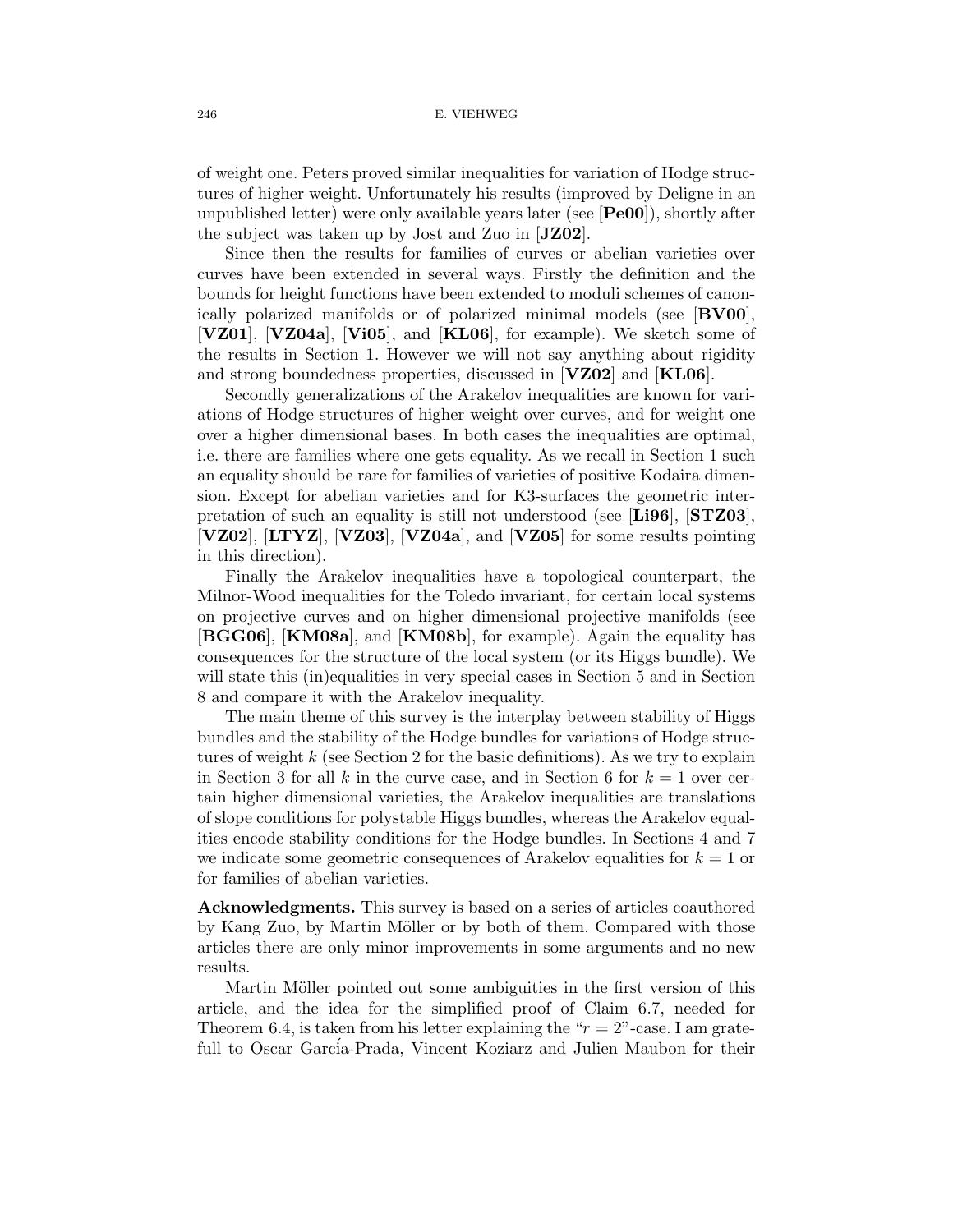of weight one. Peters proved similar inequalities for variation of Hodge structures of higher weight. Unfortunately his results (improved by Deligne in an unpublished letter) were only available years later (see [**Pe00**]), shortly after the subject was taken up by Jost and Zuo in [**JZ02**].

Since then the results for families of curves or abelian varieties over curves have been extended in several ways. Firstly the definition and the bounds for height functions have been extended to moduli schemes of canonically polarized manifolds or of polarized minimal models (see [**BV00**], [**VZ01**], [**VZ04a**], [**Vi05**], and [**KL06**], for example). We sketch some of the results in Section 1. However we will not say anything about rigidity and strong boundedness properties, discussed in [**VZ02**] and [**KL06**].

Secondly generalizations of the Arakelov inequalities are known for variations of Hodge structures of higher weight over curves, and for weight one over a higher dimensional bases. In both cases the inequalities are optimal, i.e. there are families where one gets equality. As we recall in Section 1 such an equality should be rare for families of varieties of positive Kodaira dimension. Except for abelian varieties and for K3-surfaces the geometric interpretation of such an equality is still not understood (see [**Li96**], [**STZ03**], [**VZ02**], [**LTYZ**], [**VZ03**], [**VZ04a**], and [**VZ05**] for some results pointing in this direction).

Finally the Arakelov inequalities have a topological counterpart, the Milnor-Wood inequalities for the Toledo invariant, for certain local systems on projective curves and on higher dimensional projective manifolds (see [**BGG06**], [**KM08a**], and [**KM08b**], for example). Again the equality has consequences for the structure of the local system (or its Higgs bundle). We will state this (in)equalities in very special cases in Section 5 and in Section 8 and compare it with the Arakelov inequality.

The main theme of this survey is the interplay between stability of Higgs bundles and the stability of the Hodge bundles for variations of Hodge structures of weight $k$ (see Section 2 for the basic definitions). As we try to explain in Section 3 for all $k$ in the curve case, and in Section 6 for $k = 1$ over certain higher dimensional varieties, the Arakelov inequalities are translations of slope conditions for polystable Higgs bundles, whereas the Arakelov equalities encode stability conditions for the Hodge bundles. In Sections 4 and 7 we indicate some geometric consequences of Arakelov equalities for $k = 1$ or for families of abelian varieties.

**Acknowledgments.** This survey is based on a series of articles coauthored by Kang Zuo, by Martin Möller or by both of them. Compared with those articles there are only minor improvements in some arguments and no new results.

Martin Möller pointed out some ambiguities in the first version of this article, and the idea for the simplified proof of Claim 6.7, needed for Theorem 6.4, is taken from his letter explaining the "$r = 2$"-case. I am gratefull to Oscar García-Prada, Vincent Koziarz and Julien Maubon for their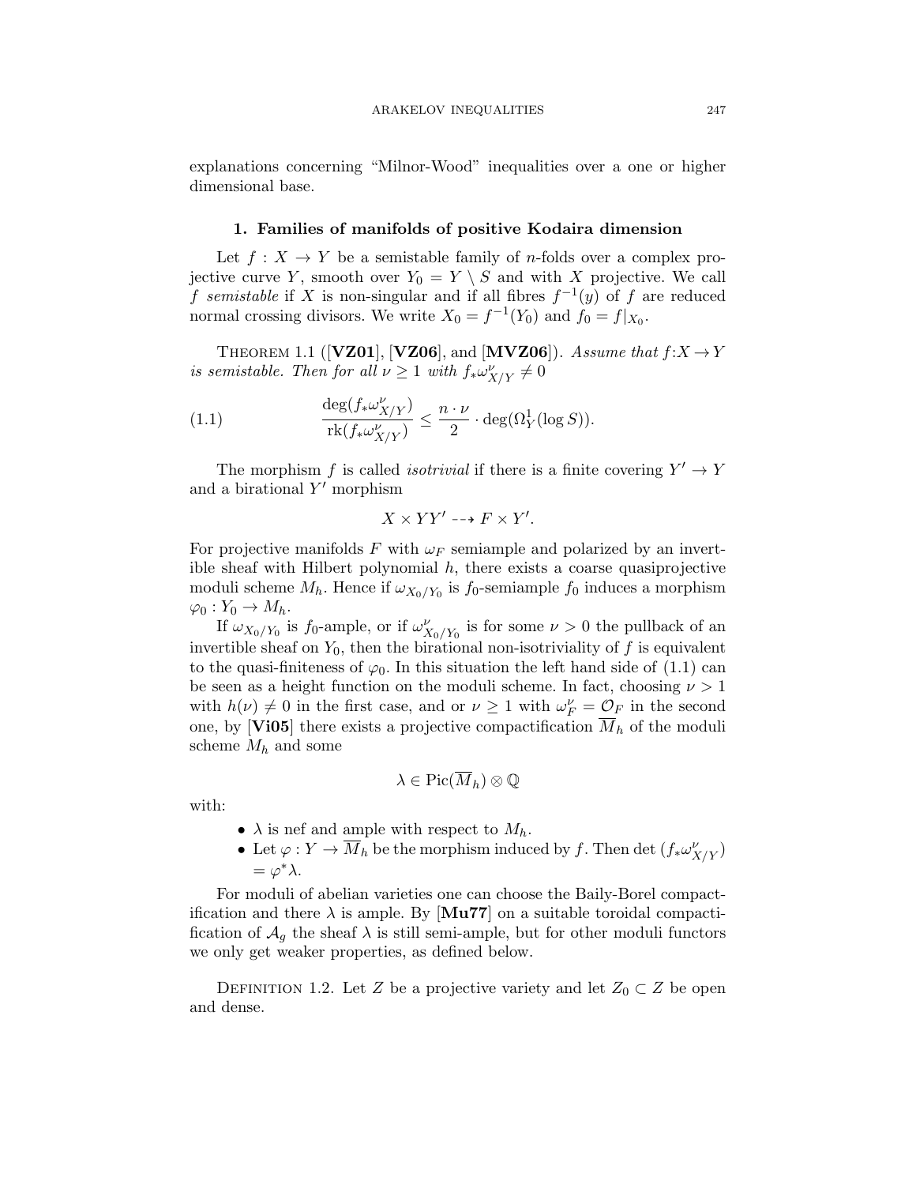explanations concerning "Milnor-Wood" inequalities over a one or higher dimensional base.

## 1. Families of manifolds of positive Kodaira dimension

Let $f : X \to Y$ be a semistable family of $n$-folds over a complex projective curve $Y$, smooth over $Y_0 = Y \setminus S$ and with $X$ projective. We call $f$ *semistable* if $X$ is non-singular and if all fibres $f^{-1}(y)$ of $f$ are reduced normal crossing divisors. We write $X_0 = f^{-1}(Y_0)$ and $f_0 = f|_{X_0}$.

Theorem 1.1 ([**VZ01**], [**VZ06**], and [**MVZ06**]). *Assume that $f{:}X \to Y$ is semistable. Then for all $\nu \geq 1$ with $f_*\omega^{\nu}_{X/Y} \neq 0$*

$$
\frac{\deg(f_*\omega^{\nu}_{X/Y})}{\mathrm{rk}(f_*\omega^{\nu}_{X/Y})} \leq \frac{n \cdot \nu}{2} \cdot \deg(\Omega^1_Y(\log S)). \tag{1.1}
$$

The morphism $f$ is called *isotrivial* if there is a finite covering $Y' \to Y$ and a birational $Y'$ morphism

$$
X \times YY' \dashrightarrow F \times Y'.
$$

For projective manifolds $F$ with $\omega_F$ semiample and polarized by an invertible sheaf with Hilbert polynomial $h$, there exists a coarse quasiprojective moduli scheme $M_h$. Hence if $\omega_{X_0/Y_0}$ is $f_0$-semiample $f_0$ induces a morphism $\varphi_0 : Y_0 \to M_h$.

If $\omega_{X_0/Y_0}$ is $f_0$-ample, or if $\omega^{\nu}_{X_0/Y_0}$ is for some $\nu > 0$ the pullback of an invertible sheaf on $Y_0$, then the birational non-isotriviality of $f$ is equivalent to the quasi-finiteness of $\varphi_0$. In this situation the left hand side of (1.1) can be seen as a height function on the moduli scheme. In fact, choosing $\nu > 1$ with $h(\nu) \neq 0$ in the first case, and or $\nu \geq 1$ with $\omega^{\nu}_F = \mathcal{O}_F$ in the second one, by [**Vi05**] there exists a projective compactification $\overline{M}_h$ of the moduli scheme $M_h$ and some

$$
\lambda \in \mathrm{Pic}(\overline{M}_h) \otimes \mathbb{Q}
$$

with:

- $\lambda$ is nef and ample with respect to $M_h$.
- Let $\varphi : Y \to \overline{M}_h$ be the morphism induced by $f$. Then $\det(f_*\omega^{\nu}_{X/Y}) = \varphi^*\lambda$.

For moduli of abelian varieties one can choose the Baily-Borel compactification and there $\lambda$ is ample. By [**Mu77**] on a suitable toroidal compactification of $\mathcal{A}_g$ the sheaf $\lambda$ is still semi-ample, but for other moduli functors we only get weaker properties, as defined below.

Definition 1.2. Let $Z$ be a projective variety and let $Z_0 \subset Z$ be open and dense.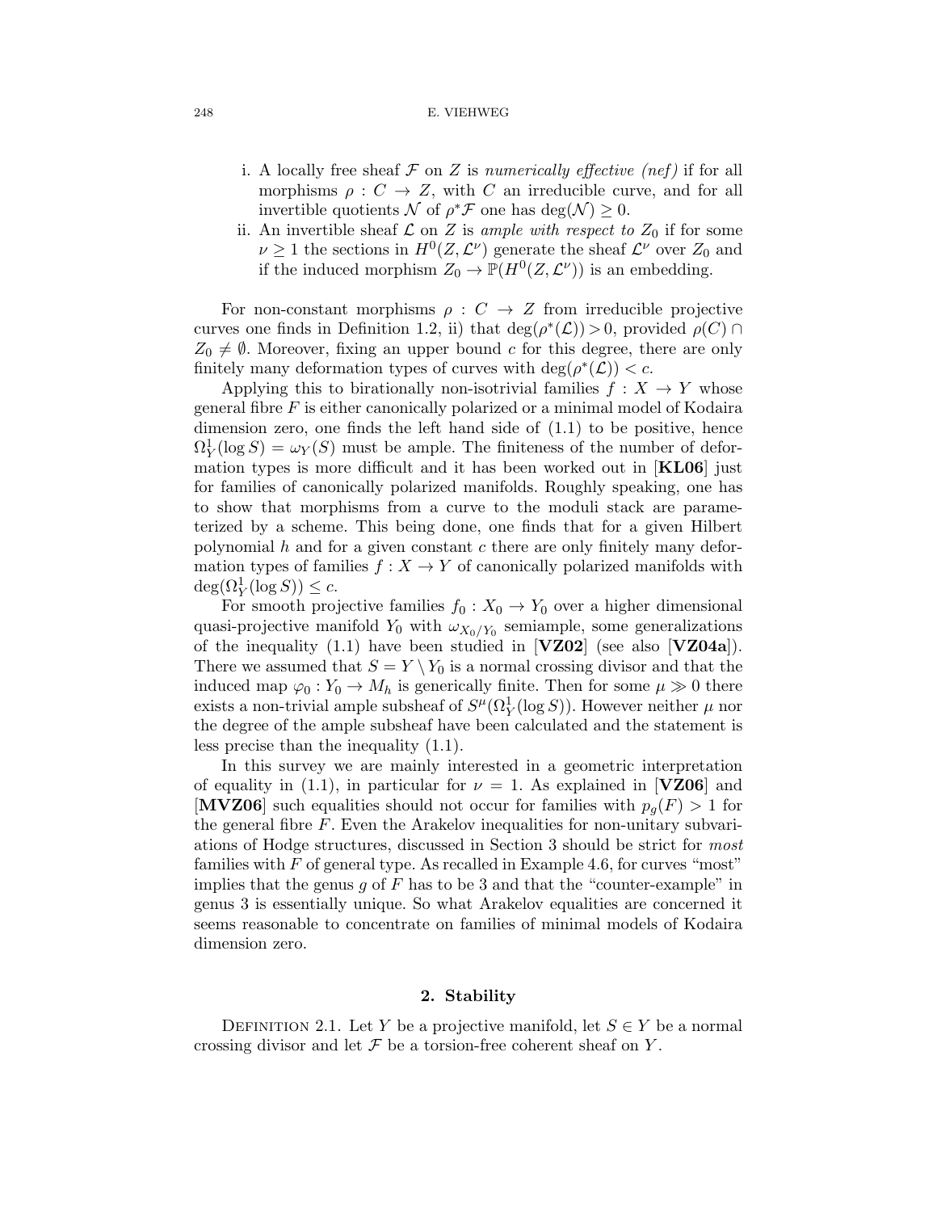i. A locally free sheaf $\mathcal{F}$ on $Z$ is *numerically effective (nef)* if for all morphisms $\rho : C \to Z$, with $C$ an irreducible curve, and for all invertible quotients $\mathcal{N}$ of $\rho^*\mathcal{F}$ one has $\deg(\mathcal{N}) \geq 0$.

ii. An invertible sheaf $\mathcal{L}$ on $Z$ is *ample with respect to* $Z_0$ if for some $\nu \geq 1$ the sections in $H^0(Z, \mathcal{L}^\nu)$ generate the sheaf $\mathcal{L}^\nu$ over $Z_0$ and if the induced morphism $Z_0 \to \mathbb{P}(H^0(Z, \mathcal{L}^\nu))$ is an embedding.

For non-constant morphisms $\rho : C \to Z$ from irreducible projective curves one finds in Definition 1.2, ii) that $\deg(\rho^*(\mathcal{L})) > 0$, provided $\rho(C) \cap Z_0 \neq \emptyset$. Moreover, fixing an upper bound $c$ for this degree, there are only finitely many deformation types of curves with $\deg(\rho^*(\mathcal{L})) < c$.

Applying this to birationally non-isotrivial families $f : X \to Y$ whose general fibre $F$ is either canonically polarized or a minimal model of Kodaira dimension zero, one finds the left hand side of (1.1) to be positive, hence $\Omega^1_Y(\log S) = \omega_Y(S)$ must be ample. The finiteness of the number of deformation types is more difficult and it has been worked out in [**KL06**] just for families of canonically polarized manifolds. Roughly speaking, one has to show that morphisms from a curve to the moduli stack are parameterized by a scheme. This being done, one finds that for a given Hilbert polynomial $h$ and for a given constant $c$ there are only finitely many deformation types of families $f : X \to Y$ of canonically polarized manifolds with $\deg(\Omega^1_Y(\log S)) \leq c$.

For smooth projective families $f_0 : X_0 \to Y_0$ over a higher dimensional quasi-projective manifold $Y_0$ with $\omega_{X_0/Y_0}$ semiample, some generalizations of the inequality (1.1) have been studied in [**VZ02**] (see also [**VZ04a**]). There we assumed that $S = Y \setminus Y_0$ is a normal crossing divisor and that the induced map $\varphi_0 : Y_0 \to M_h$ is generically finite. Then for some $\mu \gg 0$ there exists a non-trivial ample subsheaf of $S^\mu(\Omega^1_Y(\log S))$. However neither $\mu$ nor the degree of the ample subsheaf have been calculated and the statement is less precise than the inequality (1.1).

In this survey we are mainly interested in a geometric interpretation of equality in (1.1), in particular for $\nu = 1$. As explained in [**VZ06**] and [**MVZ06**] such equalities should not occur for families with $p_g(F) > 1$ for the general fibre $F$. Even the Arakelov inequalities for non-unitary subvariations of Hodge structures, discussed in Section 3 should be strict for *most* families with $F$ of general type. As recalled in Example 4.6, for curves "most" implies that the genus $g$ of $F$ has to be 3 and that the "counter-example" in genus 3 is essentially unique. So what Arakelov equalities are concerned it seems reasonable to concentrate on families of minimal models of Kodaira dimension zero.

## 2. Stability

Definition 2.1. Let $Y$ be a projective manifold, let $S \in Y$ be a normal crossing divisor and let $\mathcal{F}$ be a torsion-free coherent sheaf on $Y$.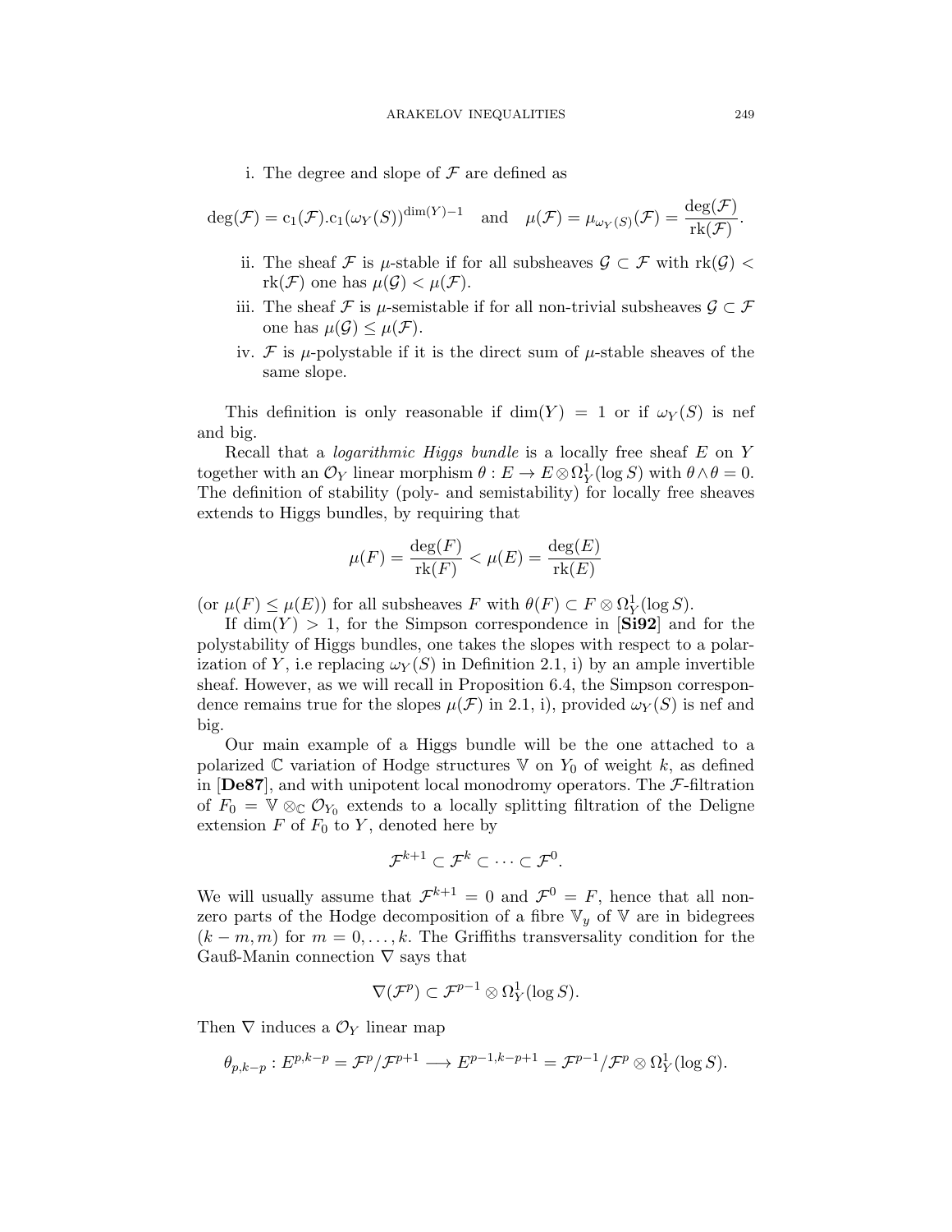i. The degree and slope of $\mathcal{F}$ are defined as

$$\deg(\mathcal{F}) = \mathrm{c}_1(\mathcal{F}).\mathrm{c}_1(\omega_Y(S))^{\dim(Y)-1} \quad \text{and} \quad \mu(\mathcal{F}) = \mu_{\omega_Y(S)}(\mathcal{F}) = \frac{\deg(\mathcal{F})}{\mathrm{rk}(\mathcal{F})}.$$

ii. The sheaf $\mathcal{F}$ is $\mu$-stable if for all subsheaves $\mathcal{G} \subset \mathcal{F}$ with $\mathrm{rk}(\mathcal{G}) < \mathrm{rk}(\mathcal{F})$ one has $\mu(\mathcal{G}) < \mu(\mathcal{F})$.

iii. The sheaf $\mathcal{F}$ is $\mu$-semistable if for all non-trivial subsheaves $\mathcal{G} \subset \mathcal{F}$ one has $\mu(\mathcal{G}) \leq \mu(\mathcal{F})$.

iv. $\mathcal{F}$ is $\mu$-polystable if it is the direct sum of $\mu$-stable sheaves of the same slope.

This definition is only reasonable if $\dim(Y) = 1$ or if $\omega_Y(S)$ is nef and big.

Recall that a *logarithmic Higgs bundle* is a locally free sheaf $E$ on $Y$ together with an $\mathcal{O}_Y$ linear morphism $\theta : E \to E \otimes \Omega^1_Y(\log S)$ with $\theta \wedge \theta = 0$. The definition of stability (poly- and semistability) for locally free sheaves extends to Higgs bundles, by requiring that

$$\mu(F) = \frac{\deg(F)}{\mathrm{rk}(F)} < \mu(E) = \frac{\deg(E)}{\mathrm{rk}(E)}$$

(or $\mu(F) \leq \mu(E)$) for all subsheaves $F$ with $\theta(F) \subset F \otimes \Omega^1_Y(\log S)$.

If $\dim(Y) > 1$, for the Simpson correspondence in [**Si92**] and for the polystability of Higgs bundles, one takes the slopes with respect to a polarization of $Y$, i.e replacing $\omega_Y(S)$ in Definition 2.1, i) by an ample invertible sheaf. However, as we will recall in Proposition 6.4, the Simpson correspondence remains true for the slopes $\mu(\mathcal{F})$ in 2.1, i), provided $\omega_Y(S)$ is nef and big.

Our main example of a Higgs bundle will be the one attached to a polarized $\mathbb{C}$ variation of Hodge structures $\mathbb{V}$ on $Y_0$ of weight $k$, as defined in [**De87**], and with unipotent local monodromy operators. The $\mathcal{F}$-filtration of $F_0 = \mathbb{V} \otimes_{\mathbb{C}} \mathcal{O}_{Y_0}$ extends to a locally splitting filtration of the Deligne extension $F$ of $F_0$ to $Y$, denoted here by

$$\mathcal{F}^{k+1} \subset \mathcal{F}^k \subset \cdots \subset \mathcal{F}^0.$$

We will usually assume that $\mathcal{F}^{k+1} = 0$ and $\mathcal{F}^0 = F$, hence that all non-zero parts of the Hodge decomposition of a fibre $\mathbb{V}_y$ of $\mathbb{V}$ are in bidegrees $(k-m, m)$ for $m = 0, \ldots, k$. The Griffiths transversality condition for the Gauß-Manin connection $\nabla$ says that

$$\nabla(\mathcal{F}^p) \subset \mathcal{F}^{p-1} \otimes \Omega^1_Y(\log S).$$

Then $\nabla$ induces a $\mathcal{O}_Y$ linear map

$$\theta_{p,k-p} : E^{p,k-p} = \mathcal{F}^p/\mathcal{F}^{p+1} \longrightarrow E^{p-1,k-p+1} = \mathcal{F}^{p-1}/\mathcal{F}^p \otimes \Omega^1_Y(\log S).$$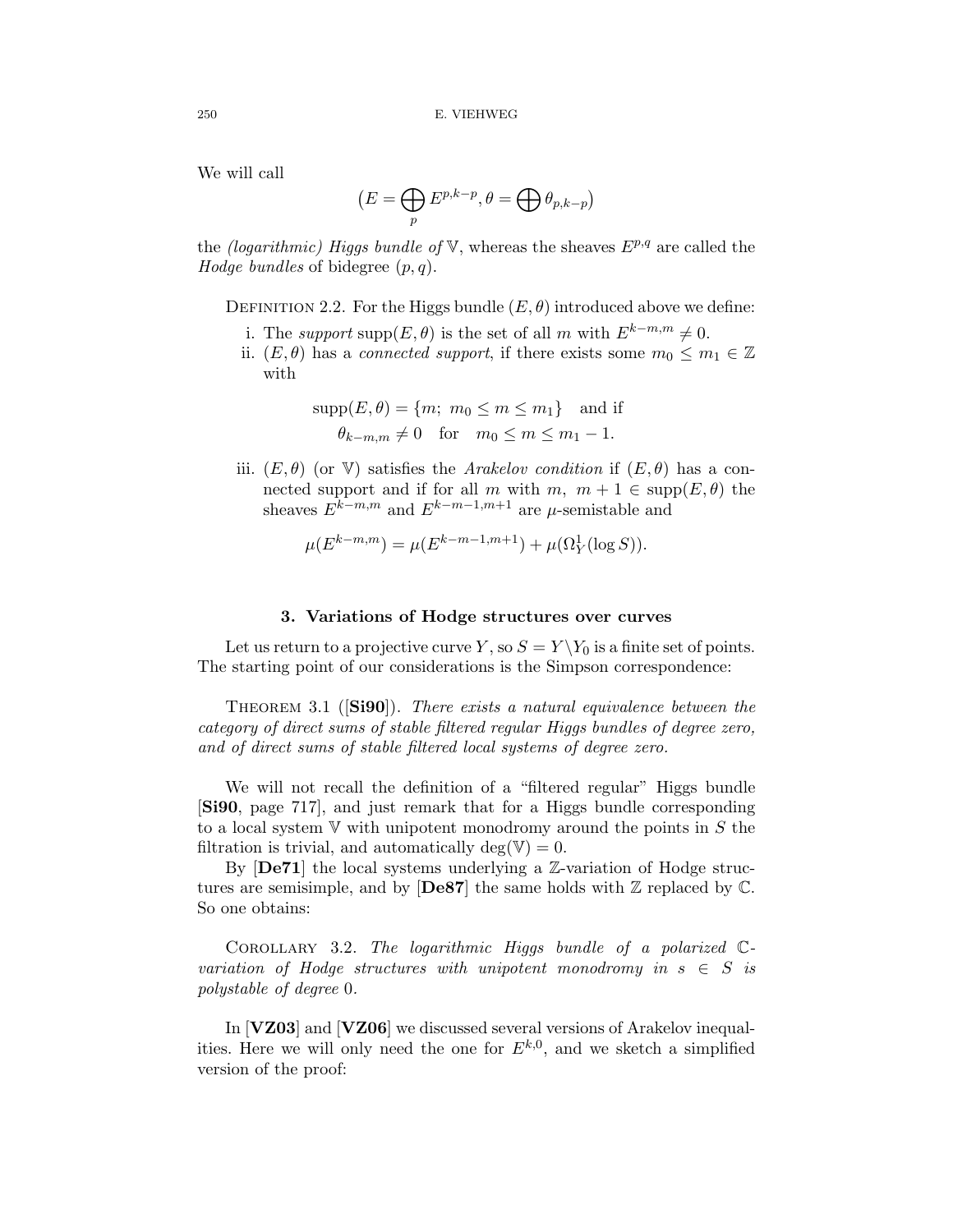We will call

$$\big(E = \bigoplus_p E^{p,k-p}, \theta = \bigoplus \theta_{p,k-p}\big)$$

the *(logarithmic) Higgs bundle of* $\mathbb{V}$, whereas the sheaves $E^{p,q}$ are called the *Hodge bundles* of bidegree $(p,q)$.

DEFINITION 2.2. For the Higgs bundle $(E,\theta)$ introduced above we define:

i. The *support* $\mathrm{supp}(E,\theta)$ is the set of all $m$ with $E^{k-m,m} \neq 0$.
ii. $(E,\theta)$ has a *connected support*, if there exists some $m_0 \leq m_1 \in \mathbb{Z}$ with

$$\mathrm{supp}(E,\theta) = \{m;\ m_0 \leq m \leq m_1\} \quad \text{and if}$$
$$\theta_{k-m,m} \neq 0 \quad \text{for} \quad m_0 \leq m \leq m_1 - 1.$$

iii. $(E,\theta)$ (or $\mathbb{V}$) satisfies the *Arakelov condition* if $(E,\theta)$ has a connected support and if for all $m$ with $m,\ m+1 \in \mathrm{supp}(E,\theta)$ the sheaves $E^{k-m,m}$ and $E^{k-m-1,m+1}$ are $\mu$-semistable and

$$\mu(E^{k-m,m}) = \mu(E^{k-m-1,m+1}) + \mu(\Omega^1_Y(\log S)).$$

### 3. Variations of Hodge structures over curves

Let us return to a projective curve $Y$, so $S = Y \setminus Y_0$ is a finite set of points. The starting point of our considerations is the Simpson correspondence:

THEOREM 3.1 ([**Si90**]). *There exists a natural equivalence between the category of direct sums of stable filtered regular Higgs bundles of degree zero, and of direct sums of stable filtered local systems of degree zero.*

We will not recall the definition of a "filtered regular" Higgs bundle [**Si90**, page 717], and just remark that for a Higgs bundle corresponding to a local system $\mathbb{V}$ with unipotent monodromy around the points in $S$ the filtration is trivial, and automatically $\deg(\mathbb{V}) = 0$.

By [**De71**] the local systems underlying a $\mathbb{Z}$-variation of Hodge structures are semisimple, and by [**De87**] the same holds with $\mathbb{Z}$ replaced by $\mathbb{C}$. So one obtains:

COROLLARY 3.2. *The logarithmic Higgs bundle of a polarized $\mathbb{C}$-variation of Hodge structures with unipotent monodromy in $s \in S$ is polystable of degree* 0.

In [**VZ03**] and [**VZ06**] we discussed several versions of Arakelov inequalities. Here we will only need the one for $E^{k,0}$, and we sketch a simplified version of the proof: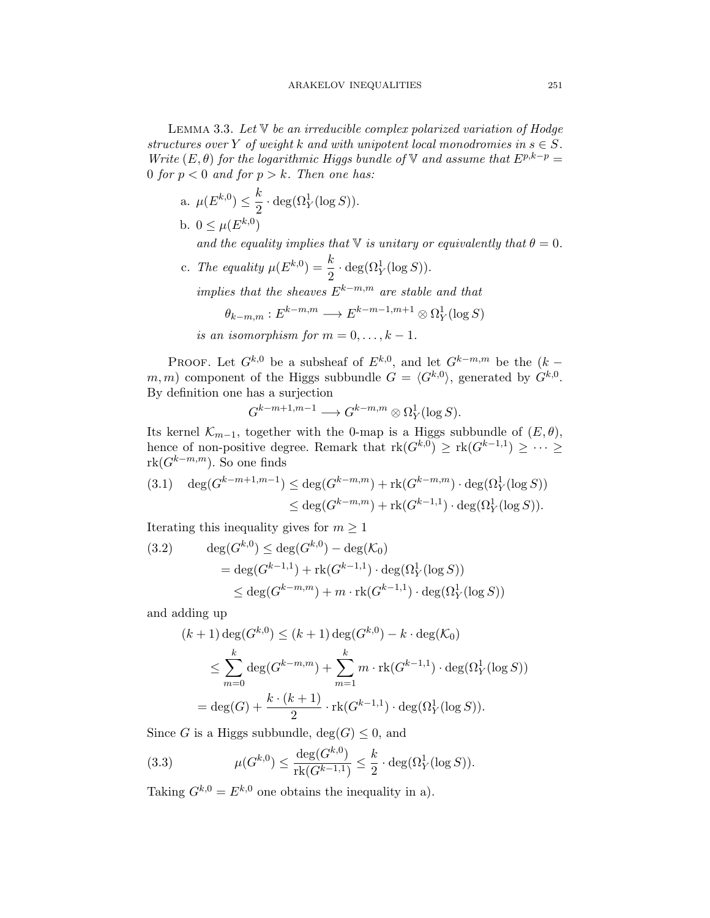**Lemma 3.3.** *Let $\mathbb{V}$ be an irreducible complex polarized variation of Hodge structures over $Y$ of weight $k$ and with unipotent local monodromies in $s \in S$. Write $(E, \theta)$ for the logarithmic Higgs bundle of $\mathbb{V}$ and assume that $E^{p,k-p} = 0$ for $p < 0$ and for $p > k$. Then one has:*

a. $\mu(E^{k,0}) \leq \dfrac{k}{2} \cdot \deg(\Omega^1_Y(\log S))$.

b. $0 \leq \mu(E^{k,0})$

*and the equality implies that $\mathbb{V}$ is unitary or equivalently that $\theta = 0$.*

c. *The equality* $\mu(E^{k,0}) = \dfrac{k}{2} \cdot \deg(\Omega^1_Y(\log S))$.

*implies that the sheaves $E^{k-m,m}$ are stable and that*

$$\theta_{k-m,m} : E^{k-m,m} \longrightarrow E^{k-m-1,m+1} \otimes \Omega^1_Y(\log S)$$

*is an isomorphism for $m = 0, \ldots, k-1$.*

Proof. Let $G^{k,0}$ be a subsheaf of $E^{k,0}$, and let $G^{k-m,m}$ be the $(k-m, m)$ component of the Higgs subbundle $G = \langle G^{k,0} \rangle$, generated by $G^{k,0}$. By definition one has a surjection

$$G^{k-m+1,m-1} \longrightarrow G^{k-m,m} \otimes \Omega^1_Y(\log S).$$

Its kernel $\mathcal{K}_{m-1}$, together with the 0-map is a Higgs subbundle of $(E, \theta)$, hence of non-positive degree. Remark that $\mathrm{rk}(G^{k,0}) \geq \mathrm{rk}(G^{k-1,1}) \geq \cdots \geq \mathrm{rk}(G^{k-m,m})$. So one finds

$$\begin{aligned}(3.1) \quad \deg(G^{k-m+1,m-1}) &\leq \deg(G^{k-m,m}) + \mathrm{rk}(G^{k-m,m}) \cdot \deg(\Omega^1_Y(\log S)) \\ &\leq \deg(G^{k-m,m}) + \mathrm{rk}(G^{k-1,1}) \cdot \deg(\Omega^1_Y(\log S)).\end{aligned}$$

Iterating this inequality gives for $m \geq 1$

$$\begin{aligned}(3.2) \qquad \deg(G^{k,0}) &\leq \deg(G^{k,0}) - \deg(\mathcal{K}_0) \\ &= \deg(G^{k-1,1}) + \mathrm{rk}(G^{k-1,1}) \cdot \deg(\Omega^1_Y(\log S)) \\ &\leq \deg(G^{k-m,m}) + m \cdot \mathrm{rk}(G^{k-1,1}) \cdot \deg(\Omega^1_Y(\log S))\end{aligned}$$

and adding up

$$\begin{aligned}(k+1)\deg(G^{k,0}) &\leq (k+1)\deg(G^{k,0}) - k \cdot \deg(\mathcal{K}_0) \\ &\leq \sum_{m=0}^{k} \deg(G^{k-m,m}) + \sum_{m=1}^{k} m \cdot \mathrm{rk}(G^{k-1,1}) \cdot \deg(\Omega^1_Y(\log S)) \\ &= \deg(G) + \frac{k \cdot (k+1)}{2} \cdot \mathrm{rk}(G^{k-1,1}) \cdot \deg(\Omega^1_Y(\log S)).\end{aligned}$$

Since $G$ is a Higgs subbundle, $\deg(G) \leq 0$, and

$$(3.3) \qquad \mu(G^{k,0}) \leq \frac{\deg(G^{k,0})}{\mathrm{rk}(G^{k-1,1})} \leq \frac{k}{2} \cdot \deg(\Omega^1_Y(\log S)).$$

Taking $G^{k,0} = E^{k,0}$ one obtains the inequality in a).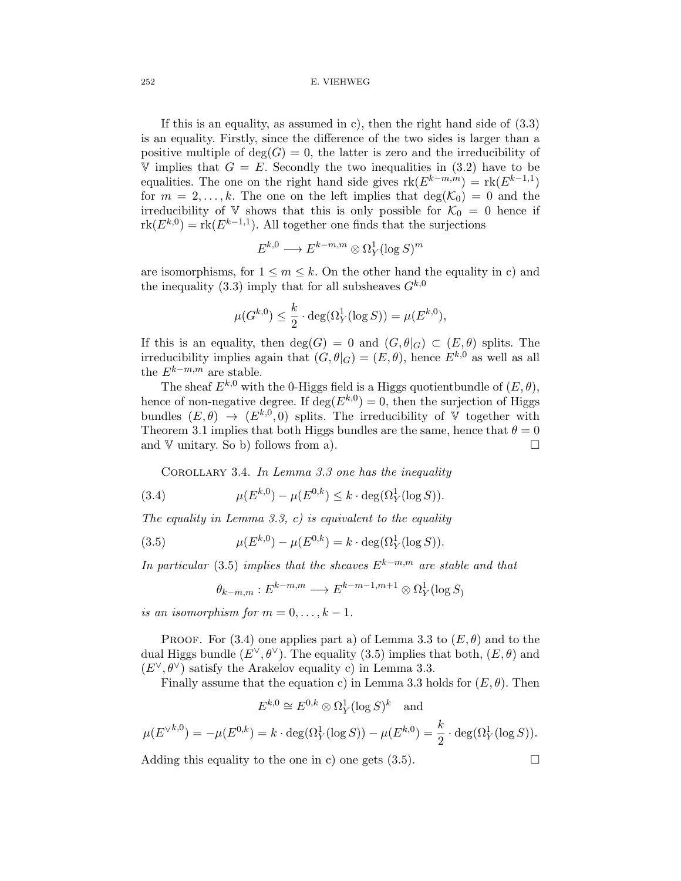If this is an equality, as assumed in c), then the right hand side of (3.3) is an equality. Firstly, since the difference of the two sides is larger than a positive multiple of $\deg(G) = 0$, the latter is zero and the irreducibility of $\mathbb{V}$ implies that $G = E$. Secondly the two inequalities in (3.2) have to be equalities. The one on the right hand side gives $\mathrm{rk}(E^{k-m,m}) = \mathrm{rk}(E^{k-1,1})$ for $m = 2, \ldots, k$. The one on the left implies that $\deg(\mathcal{K}_0) = 0$ and the irreducibility of $\mathbb{V}$ shows that this is only possible for $\mathcal{K}_0 = 0$ hence if $\mathrm{rk}(E^{k,0}) = \mathrm{rk}(E^{k-1,1})$. All together one finds that the surjections

$$E^{k,0} \longrightarrow E^{k-m,m} \otimes \Omega^1_Y(\log S)^m$$

are isomorphisms, for $1 \leq m \leq k$. On the other hand the equality in c) and the inequality (3.3) imply that for all subsheaves $G^{k,0}$

$$\mu(G^{k,0}) \leq \frac{k}{2} \cdot \deg(\Omega^1_Y(\log S)) = \mu(E^{k,0}),$$

If this is an equality, then $\deg(G) = 0$ and $(G, \theta|_G) \subset (E, \theta)$ splits. The irreducibility implies again that $(G, \theta|_G) = (E, \theta)$, hence $E^{k,0}$ as well as all the $E^{k-m,m}$ are stable.

The sheaf $E^{k,0}$ with the 0-Higgs field is a Higgs quotientbundle of $(E, \theta)$, hence of non-negative degree. If $\deg(E^{k,0}) = 0$, then the surjection of Higgs bundles $(E, \theta) \to (E^{k,0}, 0)$ splits. The irreducibility of $\mathbb{V}$ together with Theorem 3.1 implies that both Higgs bundles are the same, hence that $\theta = 0$ and $\mathbb{V}$ unitary. So b) follows from a). □

Corollary 3.4. *In Lemma 3.3 one has the inequality*

$$\mu(E^{k,0}) - \mu(E^{0,k}) \leq k \cdot \deg(\Omega^1_Y(\log S)). \tag{3.4}$$

*The equality in Lemma 3.3, c) is equivalent to the equality*

$$\mu(E^{k,0}) - \mu(E^{0,k}) = k \cdot \deg(\Omega^1_Y(\log S)). \tag{3.5}$$

*In particular* (3.5) *implies that the sheaves $E^{k-m,m}$ are stable and that*

$$\theta_{k-m,m} : E^{k-m,m} \longrightarrow E^{k-m-1,m+1} \otimes \Omega^1_Y(\log S_)$$

*is an isomorphism for $m = 0, \ldots, k-1$.*

Proof. For (3.4) one applies part a) of Lemma 3.3 to $(E, \theta)$ and to the dual Higgs bundle $(E^\vee, \theta^\vee)$. The equality (3.5) implies that both, $(E, \theta)$ and $(E^\vee, \theta^\vee)$ satisfy the Arakelov equality c) in Lemma 3.3.

Finally assume that the equation c) in Lemma 3.3 holds for $(E, \theta)$. Then

$$E^{k,0} \cong E^{0,k} \otimes \Omega^1_Y(\log S)^k \quad \text{and}$$

$$\mu({E^\vee}^{k,0}) = -\mu(E^{0,k}) = k \cdot \deg(\Omega^1_Y(\log S)) - \mu(E^{k,0}) = \frac{k}{2} \cdot \deg(\Omega^1_Y(\log S)).$$

Adding this equality to the one in c) one gets (3.5). □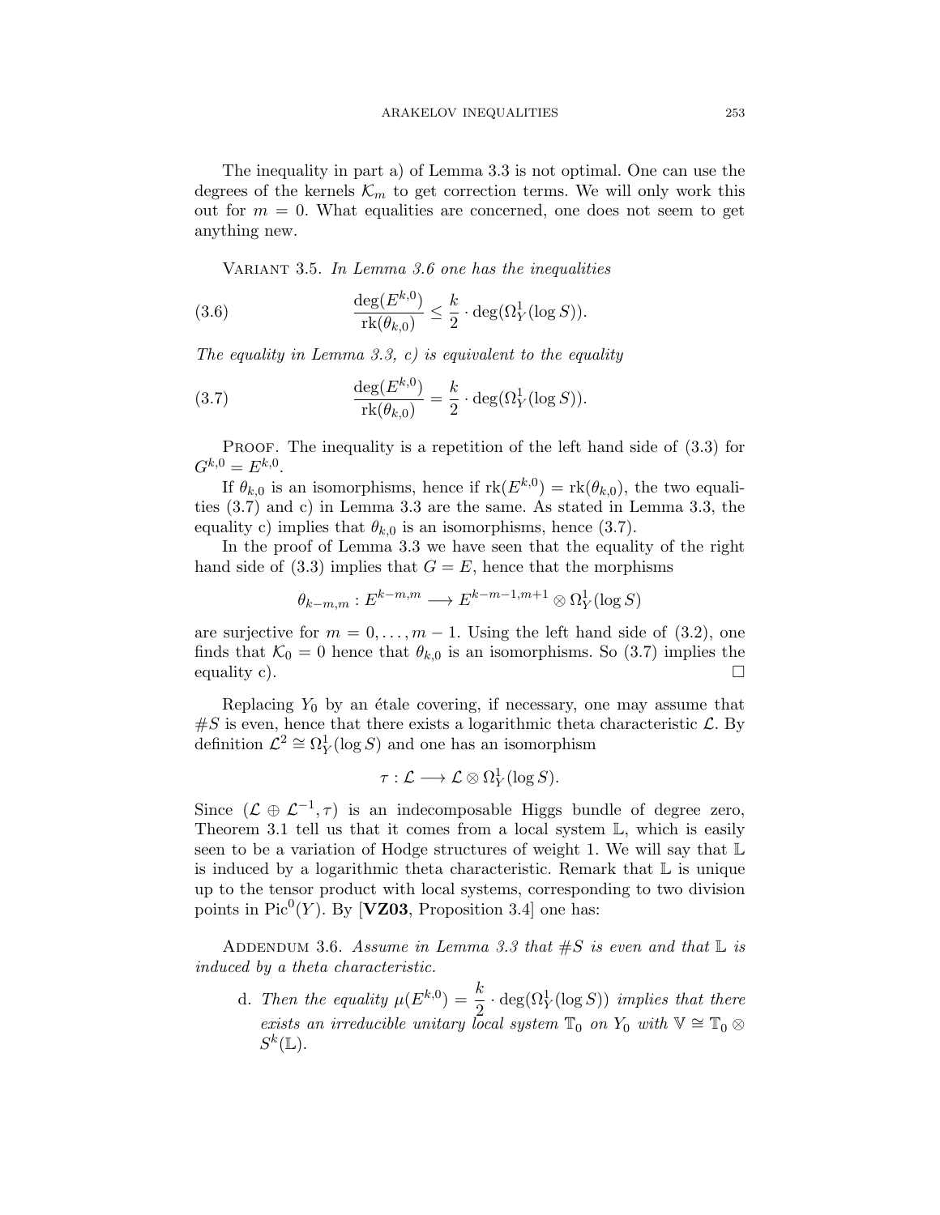The inequality in part a) of Lemma 3.3 is not optimal. One can use the degrees of the kernels $\mathcal{K}_m$ to get correction terms. We will only work this out for $m = 0$. What equalities are concerned, one does not seem to get anything new.

Variant 3.5. *In Lemma 3.6 one has the inequalities*

$$\frac{\deg(E^{k,0})}{\operatorname{rk}(\theta_{k,0})} \leq \frac{k}{2} \cdot \deg(\Omega^1_Y(\log S)). \tag{3.6}$$

*The equality in Lemma 3.3, c) is equivalent to the equality*

$$\frac{\deg(E^{k,0})}{\operatorname{rk}(\theta_{k,0})} = \frac{k}{2} \cdot \deg(\Omega^1_Y(\log S)). \tag{3.7}$$

Proof. The inequality is a repetition of the left hand side of (3.3) for $G^{k,0} = E^{k,0}$.

If $\theta_{k,0}$ is an isomorphisms, hence if $\operatorname{rk}(E^{k,0}) = \operatorname{rk}(\theta_{k,0})$, the two equalities (3.7) and c) in Lemma 3.3 are the same. As stated in Lemma 3.3, the equality c) implies that $\theta_{k,0}$ is an isomorphisms, hence (3.7).

In the proof of Lemma 3.3 we have seen that the equality of the right hand side of (3.3) implies that $G = E$, hence that the morphisms

$$\theta_{k-m,m} : E^{k-m,m} \longrightarrow E^{k-m-1,m+1} \otimes \Omega^1_Y(\log S)$$

are surjective for $m = 0, \ldots, m-1$. Using the left hand side of (3.2), one finds that $\mathcal{K}_0 = 0$ hence that $\theta_{k,0}$ is an isomorphisms. So (3.7) implies the equality c). $\square$

Replacing $Y_0$ by an étale covering, if necessary, one may assume that $\#S$ is even, hence that there exists a logarithmic theta characteristic $\mathcal{L}$. By definition $\mathcal{L}^2 \cong \Omega^1_Y(\log S)$ and one has an isomorphism

$$\tau : \mathcal{L} \longrightarrow \mathcal{L} \otimes \Omega^1_Y(\log S).$$

Since $(\mathcal{L} \oplus \mathcal{L}^{-1}, \tau)$ is an indecomposable Higgs bundle of degree zero, Theorem 3.1 tell us that it comes from a local system $\mathbb{L}$, which is easily seen to be a variation of Hodge structures of weight 1. We will say that $\mathbb{L}$ is induced by a logarithmic theta characteristic. Remark that $\mathbb{L}$ is unique up to the tensor product with local systems, corresponding to two division points in $\operatorname{Pic}^0(Y)$. By [**VZ03**, Proposition 3.4] one has:

Addendum 3.6. *Assume in Lemma 3.3 that $\#S$ is even and that $\mathbb{L}$ is induced by a theta characteristic.*

d. *Then the equality $\mu(E^{k,0}) = \dfrac{k}{2} \cdot \deg(\Omega^1_Y(\log S))$ implies that there exists an irreducible unitary local system $\mathbb{T}_0$ on $Y_0$ with $\mathbb{V} \cong \mathbb{T}_0 \otimes S^k(\mathbb{L})$.*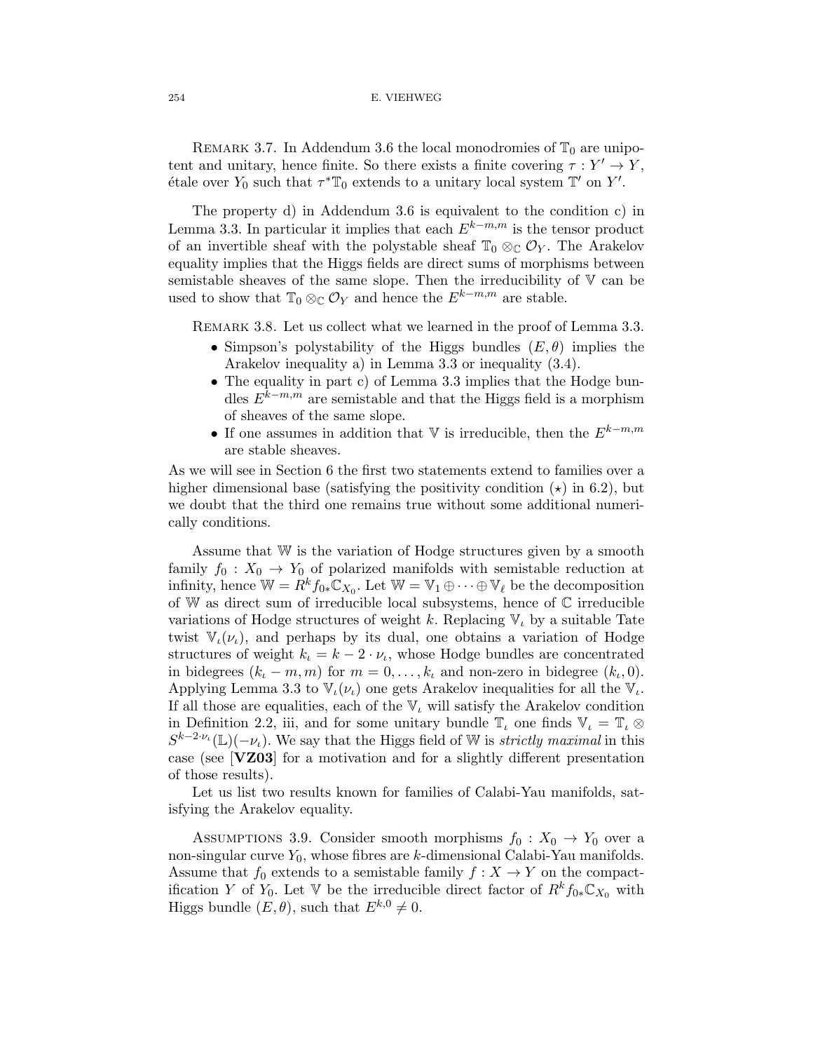Remark 3.7. In Addendum 3.6 the local monodromies of $\mathbb{T}_0$ are unipotent and unitary, hence finite. So there exists a finite covering $\tau : Y' \to Y$, étale over $Y_0$ such that $\tau^*\mathbb{T}_0$ extends to a unitary local system $\mathbb{T}'$ on $Y'$.

The property d) in Addendum 3.6 is equivalent to the condition c) in Lemma 3.3. In particular it implies that each $E^{k-m,m}$ is the tensor product of an invertible sheaf with the polystable sheaf $\mathbb{T}_0 \otimes_{\mathbb{C}} \mathcal{O}_Y$. The Arakelov equality implies that the Higgs fields are direct sums of morphisms between semistable sheaves of the same slope. Then the irreducibility of $\mathbb{V}$ can be used to show that $\mathbb{T}_0 \otimes_{\mathbb{C}} \mathcal{O}_Y$ and hence the $E^{k-m,m}$ are stable.

Remark 3.8. Let us collect what we learned in the proof of Lemma 3.3.

- Simpson's polystability of the Higgs bundles $(E, \theta)$ implies the Arakelov inequality a) in Lemma 3.3 or inequality (3.4).
- The equality in part c) of Lemma 3.3 implies that the Hodge bundles $E^{k-m,m}$ are semistable and that the Higgs field is a morphism of sheaves of the same slope.
- If one assumes in addition that $\mathbb{V}$ is irreducible, then the $E^{k-m,m}$ are stable sheaves.

As we will see in Section 6 the first two statements extend to families over a higher dimensional base (satisfying the positivity condition $(\star)$ in 6.2), but we doubt that the third one remains true without some additional numerically conditions.

Assume that $\mathbb{W}$ is the variation of Hodge structures given by a smooth family $f_0 : X_0 \to Y_0$ of polarized manifolds with semistable reduction at infinity, hence $\mathbb{W} = R^k f_{0*}\mathbb{C}_{X_0}$. Let $\mathbb{W} = \mathbb{V}_1 \oplus \cdots \oplus \mathbb{V}_\ell$ be the decomposition of $\mathbb{W}$ as direct sum of irreducible local subsystems, hence of $\mathbb{C}$ irreducible variations of Hodge structures of weight $k$. Replacing $\mathbb{V}_\iota$ by a suitable Tate twist $\mathbb{V}_\iota(\nu_\iota)$, and perhaps by its dual, one obtains a variation of Hodge structures of weight $k_\iota = k - 2 \cdot \nu_\iota$, whose Hodge bundles are concentrated in bidegrees $(k_\iota - m, m)$ for $m = 0, \ldots, k_\iota$ and non-zero in bidegree $(k_\iota, 0)$. Applying Lemma 3.3 to $\mathbb{V}_\iota(\nu_\iota)$ one gets Arakelov inequalities for all the $\mathbb{V}_\iota$. If all those are equalities, each of the $\mathbb{V}_\iota$ will satisfy the Arakelov condition in Definition 2.2, iii, and for some unitary bundle $\mathbb{T}_\iota$ one finds $\mathbb{V}_\iota = \mathbb{T}_\iota \otimes S^{k-2\cdot\nu_\iota}(\mathbb{L})(-\nu_\iota)$. We say that the Higgs field of $\mathbb{W}$ is *strictly maximal* in this case (see [**VZ03**] for a motivation and for a slightly different presentation of those results).

Let us list two results known for families of Calabi-Yau manifolds, satisfying the Arakelov equality.

Assumptions 3.9. Consider smooth morphisms $f_0 : X_0 \to Y_0$ over a non-singular curve $Y_0$, whose fibres are $k$-dimensional Calabi-Yau manifolds. Assume that $f_0$ extends to a semistable family $f : X \to Y$ on the compactification $Y$ of $Y_0$. Let $\mathbb{V}$ be the irreducible direct factor of $R^k f_{0*}\mathbb{C}_{X_0}$ with Higgs bundle $(E, \theta)$, such that $E^{k,0} \neq 0$.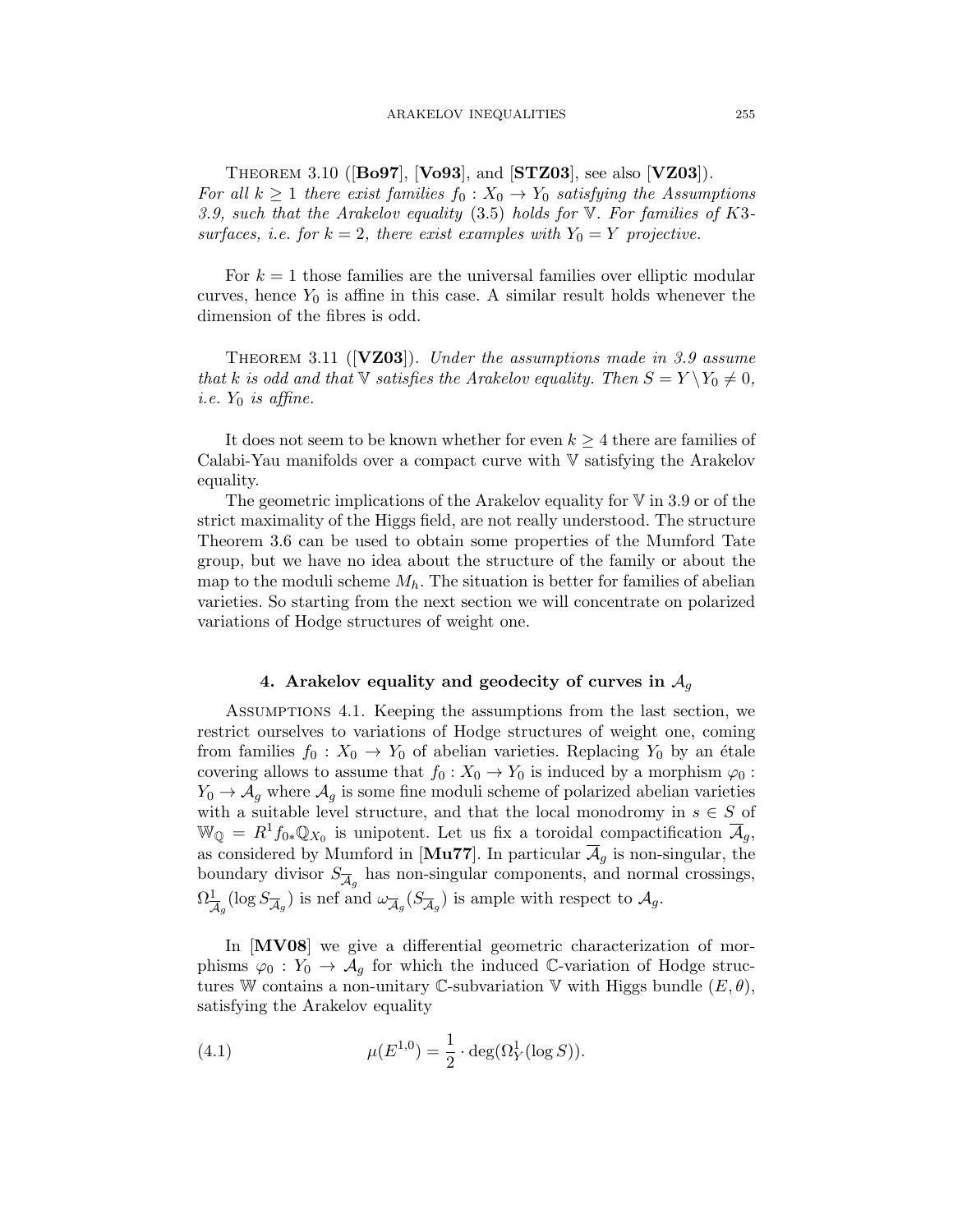Theorem 3.10 ([**Bo97**], [**Vo93**], and [**STZ03**], see also [**VZ03**]). *For all $k \geq 1$ there exist families $f_0 : X_0 \to Y_0$ satisfying the Assumptions 3.9, such that the Arakelov equality* (3.5) *holds for $\mathbb{V}$. For families of K3-surfaces, i.e. for $k = 2$, there exist examples with $Y_0 = Y$ projective.*

For $k = 1$ those families are the universal families over elliptic modular curves, hence $Y_0$ is affine in this case. A similar result holds whenever the dimension of the fibres is odd.

Theorem 3.11 ([**VZ03**]). *Under the assumptions made in 3.9 assume that $k$ is odd and that $\mathbb{V}$ satisfies the Arakelov equality. Then $S = Y \setminus Y_0 \neq 0$, i.e. $Y_0$ is affine.*

It does not seem to be known whether for even $k \geq 4$ there are families of Calabi-Yau manifolds over a compact curve with $\mathbb{V}$ satisfying the Arakelov equality.

The geometric implications of the Arakelov equality for $\mathbb{V}$ in 3.9 or of the strict maximality of the Higgs field, are not really understood. The structure Theorem 3.6 can be used to obtain some properties of the Mumford Tate group, but we have no idea about the structure of the family or about the map to the moduli scheme $M_h$. The situation is better for families of abelian varieties. So starting from the next section we will concentrate on polarized variations of Hodge structures of weight one.

## 4. Arakelov equality and geodecity of curves in $\mathcal{A}_g$

Assumptions 4.1. Keeping the assumptions from the last section, we restrict ourselves to variations of Hodge structures of weight one, coming from families $f_0 : X_0 \to Y_0$ of abelian varieties. Replacing $Y_0$ by an étale covering allows to assume that $f_0 : X_0 \to Y_0$ is induced by a morphism $\varphi_0 : Y_0 \to \mathcal{A}_g$ where $\mathcal{A}_g$ is some fine moduli scheme of polarized abelian varieties with a suitable level structure, and that the local monodromy in $s \in S$ of $\mathbb{W}_{\mathbb{Q}} = R^1 f_{0*}\mathbb{Q}_{X_0}$ is unipotent. Let us fix a toroidal compactification $\overline{\mathcal{A}}_g$, as considered by Mumford in [**Mu77**]. In particular $\overline{\mathcal{A}}_g$ is non-singular, the boundary divisor $S_{\overline{\mathcal{A}}_g}$ has non-singular components, and normal crossings, $\Omega^1_{\overline{\mathcal{A}}_g}(\log S_{\overline{\mathcal{A}}_g})$ is nef and $\omega_{\overline{\mathcal{A}}_g}(S_{\overline{\mathcal{A}}_g})$ is ample with respect to $\mathcal{A}_g$.

In [**MV08**] we give a differential geometric characterization of morphisms $\varphi_0 : Y_0 \to \mathcal{A}_g$ for which the induced $\mathbb{C}$-variation of Hodge structures $\mathbb{W}$ contains a non-unitary $\mathbb{C}$-subvariation $\mathbb{V}$ with Higgs bundle $(E, \theta)$, satisfying the Arakelov equality

$$\mu(E^{1,0}) = \frac{1}{2} \cdot \deg(\Omega^1_Y(\log S)). \tag{4.1}$$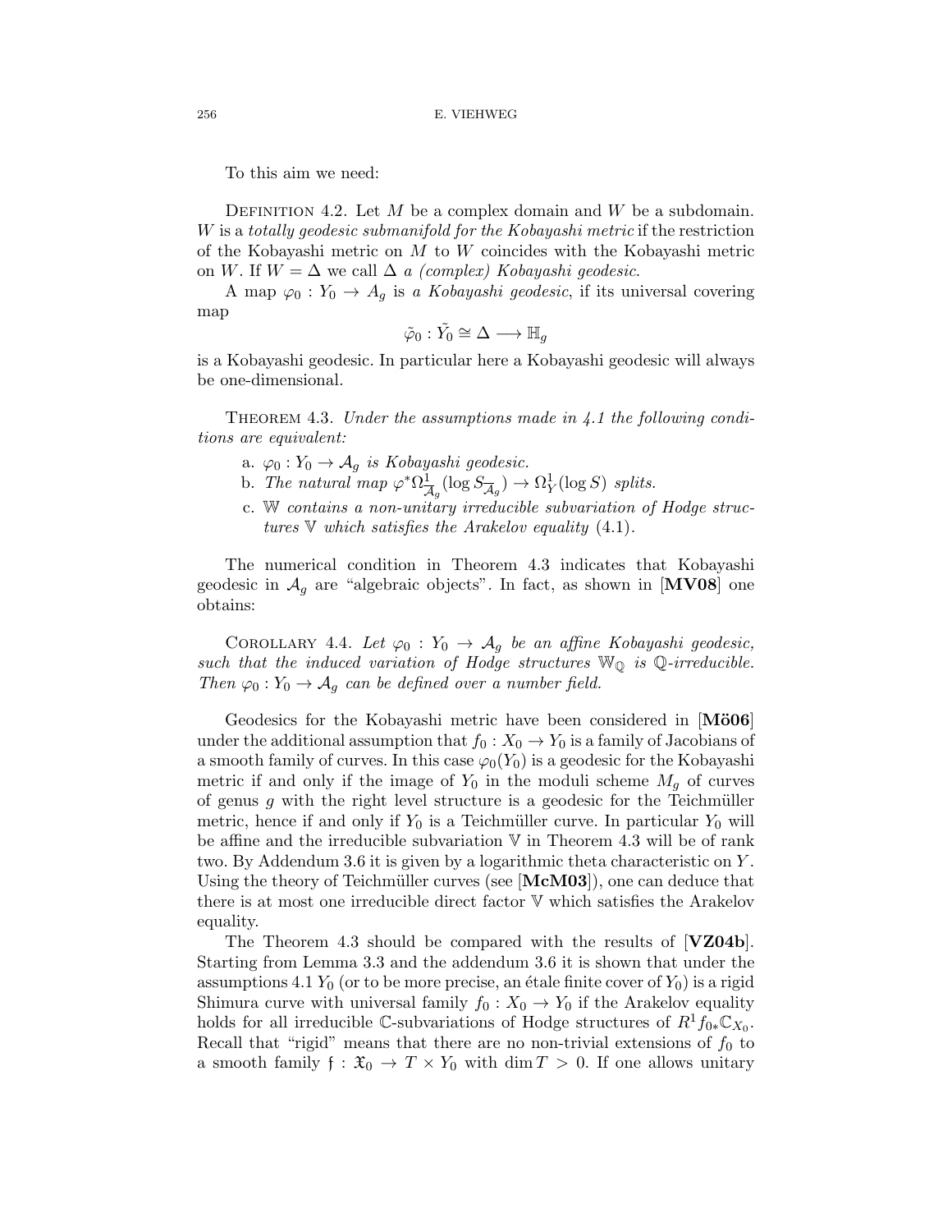To this aim we need:

Definition 4.2. Let $M$ be a complex domain and $W$ be a subdomain. $W$ is a *totally geodesic submanifold for the Kobayashi metric* if the restriction of the Kobayashi metric on $M$ to $W$ coincides with the Kobayashi metric on $W$. If $W = \Delta$ we call $\Delta$ *a (complex) Kobayashi geodesic*.

A map $\varphi_0 : Y_0 \to A_g$ is *a Kobayashi geodesic*, if its universal covering map

$$\tilde{\varphi}_0 : \tilde{Y}_0 \cong \Delta \longrightarrow \mathbb{H}_g$$

is a Kobayashi geodesic. In particular here a Kobayashi geodesic will always be one-dimensional.

Theorem 4.3. *Under the assumptions made in 4.1 the following conditions are equivalent:*

a. $\varphi_0 : Y_0 \to \mathcal{A}_g$ *is Kobayashi geodesic.*
b. *The natural map* $\varphi^* \Omega^1_{\overline{\mathcal{A}}_g}(\log S_{\overline{\mathcal{A}}_g}) \to \Omega^1_Y(\log S)$ *splits.*
c. $\mathbb{W}$ *contains a non-unitary irreducible subvariation of Hodge structures* $\mathbb{V}$ *which satisfies the Arakelov equality* (4.1)*.*

The numerical condition in Theorem 4.3 indicates that Kobayashi geodesic in $\mathcal{A}_g$ are "algebraic objects". In fact, as shown in [**MV08**] one obtains:

Corollary 4.4. *Let* $\varphi_0 : Y_0 \to \mathcal{A}_g$ *be an affine Kobayashi geodesic, such that the induced variation of Hodge structures* $\mathbb{W}_{\mathbb{Q}}$ *is* $\mathbb{Q}$*-irreducible. Then* $\varphi_0 : Y_0 \to \mathcal{A}_g$ *can be defined over a number field.*

Geodesics for the Kobayashi metric have been considered in [**Mö06**] under the additional assumption that $f_0 : X_0 \to Y_0$ is a family of Jacobians of a smooth family of curves. In this case $\varphi_0(Y_0)$ is a geodesic for the Kobayashi metric if and only if the image of $Y_0$ in the moduli scheme $M_g$ of curves of genus $g$ with the right level structure is a geodesic for the Teichmüller metric, hence if and only if $Y_0$ is a Teichmüller curve. In particular $Y_0$ will be affine and the irreducible subvariation $\mathbb{V}$ in Theorem 4.3 will be of rank two. By Addendum 3.6 it is given by a logarithmic theta characteristic on $Y$. Using the theory of Teichmüller curves (see [**McM03**]), one can deduce that there is at most one irreducible direct factor $\mathbb{V}$ which satisfies the Arakelov equality.

The Theorem 4.3 should be compared with the results of [**VZ04b**]. Starting from Lemma 3.3 and the addendum 3.6 it is shown that under the assumptions 4.1 $Y_0$ (or to be more precise, an étale finite cover of $Y_0$) is a rigid Shimura curve with universal family $f_0 : X_0 \to Y_0$ if the Arakelov equality holds for all irreducible $\mathbb{C}$-subvariations of Hodge structures of $R^1 f_{0*}\mathbb{C}_{X_0}$. Recall that "rigid" means that there are no non-trivial extensions of $f_0$ to a smooth family $\mathfrak{f} : \mathfrak{X}_0 \to T \times Y_0$ with $\dim T > 0$. If one allows unitary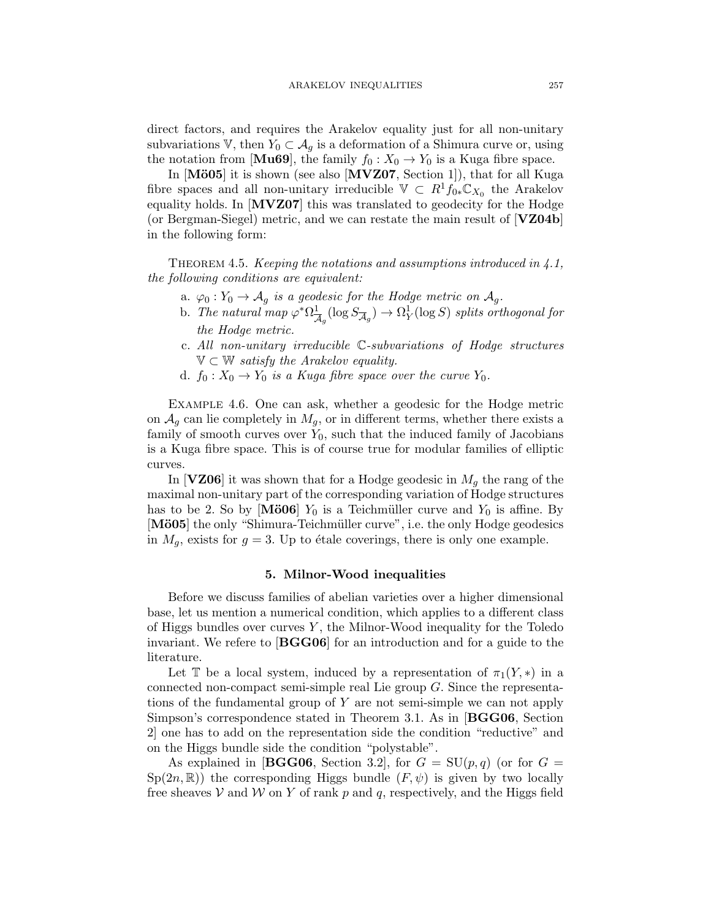direct factors, and requires the Arakelov equality just for all non-unitary subvariations $\mathbb{V}$, then $Y_0 \subset \mathcal{A}_g$ is a deformation of a Shimura curve or, using the notation from [**Mu69**], the family $f_0 : X_0 \to Y_0$ is a Kuga fibre space.

In [**Mö05**] it is shown (see also [**MVZ07**, Section 1]), that for all Kuga fibre spaces and all non-unitary irreducible $\mathbb{V} \subset R^1 f_{0*}\mathbb{C}_{X_0}$ the Arakelov equality holds. In [**MVZ07**] this was translated to geodecity for the Hodge (or Bergman-Siegel) metric, and we can restate the main result of [**VZ04b**] in the following form:

THEOREM 4.5. *Keeping the notations and assumptions introduced in 4.1, the following conditions are equivalent:*

a. *$\varphi_0 : Y_0 \to \mathcal{A}_g$ is a geodesic for the Hodge metric on $\mathcal{A}_g$.*
b. *The natural map $\varphi^*\Omega^1_{\overline{\mathcal{A}}_g}(\log S_{\overline{\mathcal{A}}_g}) \to \Omega^1_Y(\log S)$ splits orthogonal for the Hodge metric.*
c. *All non-unitary irreducible $\mathbb{C}$-subvariations of Hodge structures $\mathbb{V} \subset \mathbb{W}$ satisfy the Arakelov equality.*
d. *$f_0 : X_0 \to Y_0$ is a Kuga fibre space over the curve $Y_0$.*

EXAMPLE 4.6. One can ask, whether a geodesic for the Hodge metric on $\mathcal{A}_g$ can lie completely in $M_g$, or in different terms, whether there exists a family of smooth curves over $Y_0$, such that the induced family of Jacobians is a Kuga fibre space. This is of course true for modular families of elliptic curves.

In [**VZ06**] it was shown that for a Hodge geodesic in $M_g$ the rang of the maximal non-unitary part of the corresponding variation of Hodge structures has to be 2. So by [**Mö06**] $Y_0$ is a Teichmüller curve and $Y_0$ is affine. By [**Mö05**] the only "Shimura-Teichmüller curve", i.e. the only Hodge geodesics in $M_g$, exists for $g = 3$. Up to étale coverings, there is only one example.

## 5. Milnor-Wood inequalities

Before we discuss families of abelian varieties over a higher dimensional base, let us mention a numerical condition, which applies to a different class of Higgs bundles over curves $Y$, the Milnor-Wood inequality for the Toledo invariant. We refere to [**BGG06**] for an introduction and for a guide to the literature.

Let $\mathbb{T}$ be a local system, induced by a representation of $\pi_1(Y, *)$ in a connected non-compact semi-simple real Lie group $G$. Since the representations of the fundamental group of $Y$ are not semi-simple we can not apply Simpson's correspondence stated in Theorem 3.1. As in [**BGG06**, Section 2] one has to add on the representation side the condition "reductive" and on the Higgs bundle side the condition "polystable".

As explained in [**BGG06**, Section 3.2], for $G = \mathrm{SU}(p,q)$ (or for $G = \mathrm{Sp}(2n, \mathbb{R})$) the corresponding Higgs bundle $(F, \psi)$ is given by two locally free sheaves $\mathcal{V}$ and $\mathcal{W}$ on $Y$ of rank $p$ and $q$, respectively, and the Higgs field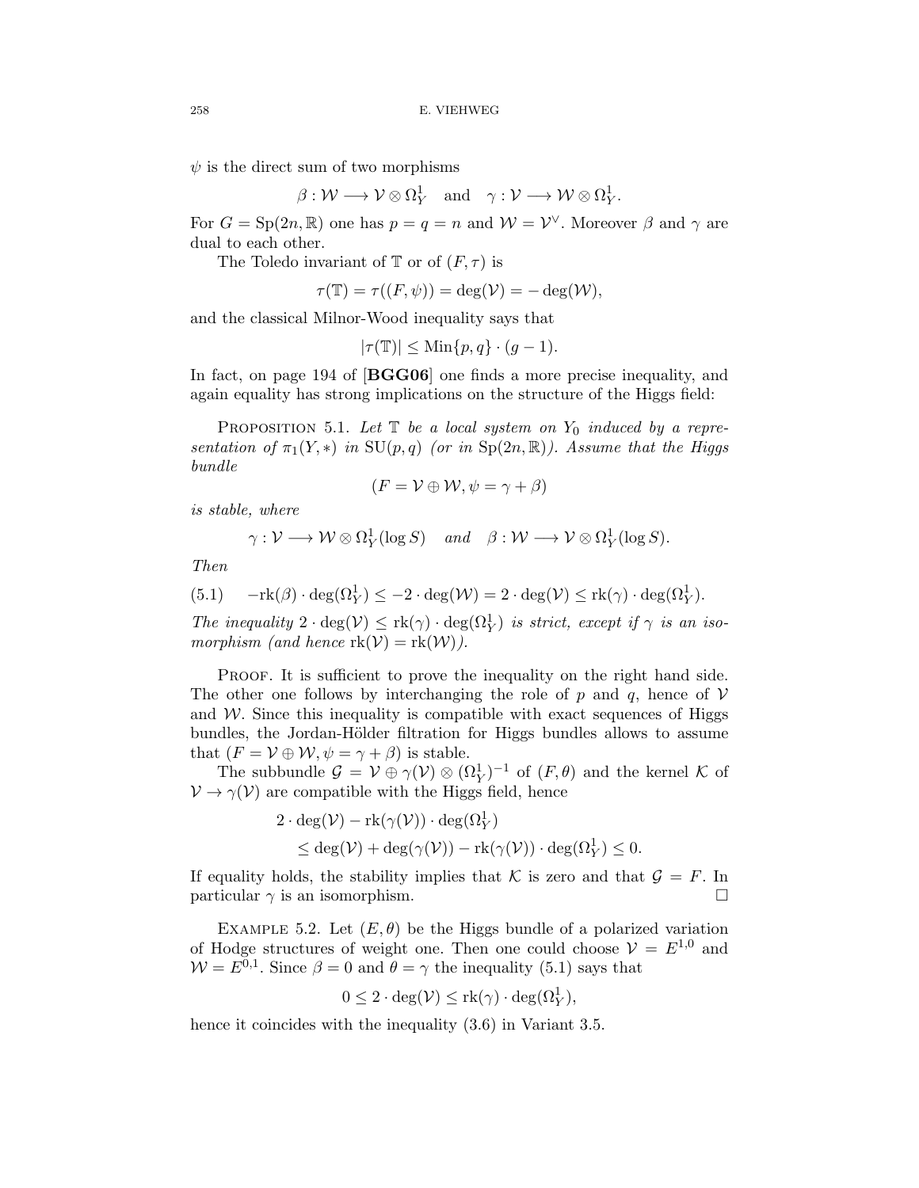$\psi$ is the direct sum of two morphisms

$$\beta : \mathcal{W} \longrightarrow \mathcal{V} \otimes \Omega^1_Y \quad \text{and} \quad \gamma : \mathcal{V} \longrightarrow \mathcal{W} \otimes \Omega^1_Y.$$

For $G = \mathrm{Sp}(2n, \mathbb{R})$ one has $p = q = n$ and $\mathcal{W} = \mathcal{V}^\vee$. Moreover $\beta$ and $\gamma$ are dual to each other.

The Toledo invariant of $\mathbb{T}$ or of $(F, \tau)$ is

$$\tau(\mathbb{T}) = \tau((F, \psi)) = \deg(\mathcal{V}) = -\deg(\mathcal{W}),$$

and the classical Milnor-Wood inequality says that

$$|\tau(\mathbb{T})| \leq \mathrm{Min}\{p, q\} \cdot (g - 1).$$

In fact, on page 194 of [**BGG06**] one finds a more precise inequality, and again equality has strong implications on the structure of the Higgs field:

Proposition 5.1. *Let $\mathbb{T}$ be a local system on $Y_0$ induced by a representation of $\pi_1(Y, *)$ in $\mathrm{SU}(p, q)$ (or in $\mathrm{Sp}(2n, \mathbb{R})$). Assume that the Higgs bundle*

$$(F = \mathcal{V} \oplus \mathcal{W}, \psi = \gamma + \beta)$$

*is stable, where*

$$\gamma : \mathcal{V} \longrightarrow \mathcal{W} \otimes \Omega^1_Y(\log S) \quad \text{and} \quad \beta : \mathcal{W} \longrightarrow \mathcal{V} \otimes \Omega^1_Y(\log S).$$

*Then*

$$-\mathrm{rk}(\beta) \cdot \deg(\Omega^1_Y) \leq -2 \cdot \deg(\mathcal{W}) = 2 \cdot \deg(\mathcal{V}) \leq \mathrm{rk}(\gamma) \cdot \deg(\Omega^1_Y). \tag{5.1}$$

*The inequality $2 \cdot \deg(\mathcal{V}) \leq \mathrm{rk}(\gamma) \cdot \deg(\Omega^1_Y)$ is strict, except if $\gamma$ is an isomorphism (and hence $\mathrm{rk}(\mathcal{V}) = \mathrm{rk}(\mathcal{W})$).*

Proof. It is sufficient to prove the inequality on the right hand side. The other one follows by interchanging the role of $p$ and $q$, hence of $\mathcal{V}$ and $\mathcal{W}$. Since this inequality is compatible with exact sequences of Higgs bundles, the Jordan-Hölder filtration for Higgs bundles allows to assume that $(F = \mathcal{V} \oplus \mathcal{W}, \psi = \gamma + \beta)$ is stable.

The subbundle $\mathcal{G} = \mathcal{V} \oplus \gamma(\mathcal{V}) \otimes (\Omega^1_Y)^{-1}$ of $(F, \theta)$ and the kernel $\mathcal{K}$ of $\mathcal{V} \to \gamma(\mathcal{V})$ are compatible with the Higgs field, hence

$$\begin{aligned} &2 \cdot \deg(\mathcal{V}) - \mathrm{rk}(\gamma(\mathcal{V})) \cdot \deg(\Omega^1_Y) \\ &\quad \leq \deg(\mathcal{V}) + \deg(\gamma(\mathcal{V})) - \mathrm{rk}(\gamma(\mathcal{V})) \cdot \deg(\Omega^1_Y) \leq 0. \end{aligned}$$

If equality holds, the stability implies that $\mathcal{K}$ is zero and that $\mathcal{G} = F$. In particular $\gamma$ is an isomorphism. □

Example 5.2. Let $(E, \theta)$ be the Higgs bundle of a polarized variation of Hodge structures of weight one. Then one could choose $\mathcal{V} = E^{1,0}$ and $\mathcal{W} = E^{0,1}$. Since $\beta = 0$ and $\theta = \gamma$ the inequality (5.1) says that

$$0 \leq 2 \cdot \deg(\mathcal{V}) \leq \mathrm{rk}(\gamma) \cdot \deg(\Omega^1_Y),$$

hence it coincides with the inequality (3.6) in Variant 3.5.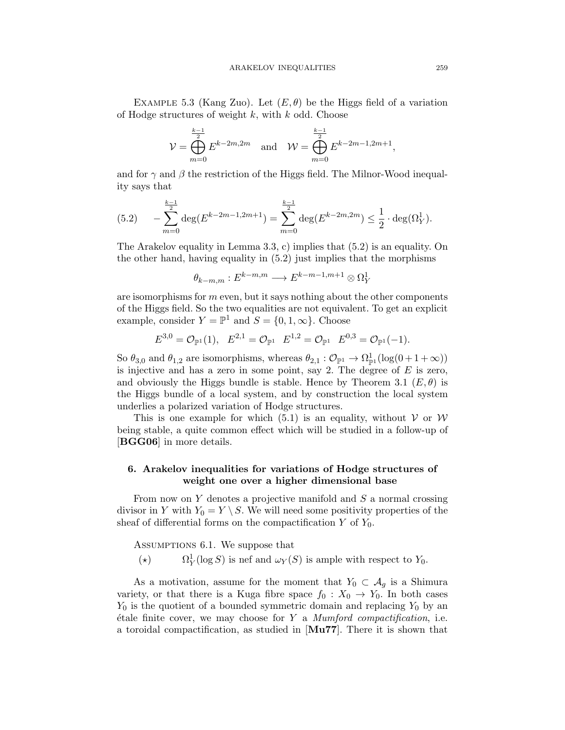EXAMPLE 5.3 (Kang Zuo). Let $(E, \theta)$ be the Higgs field of a variation of Hodge structures of weight $k$, with $k$ odd. Choose

$$\mathcal{V} = \bigoplus_{m=0}^{\frac{k-1}{2}} E^{k-2m,2m} \quad \text{and} \quad \mathcal{W} = \bigoplus_{m=0}^{\frac{k-1}{2}} E^{k-2m-1,2m+1},$$

and for $\gamma$ and $\beta$ the restriction of the Higgs field. The Milnor-Wood inequality says that

$$-\sum_{m=0}^{\frac{k-1}{2}} \deg(E^{k-2m-1,2m+1}) = \sum_{m=0}^{\frac{k-1}{2}} \deg(E^{k-2m,2m}) \leq \frac{1}{2} \cdot \deg(\Omega^1_Y). \tag{5.2}$$

The Arakelov equality in Lemma 3.3, c) implies that (5.2) is an equality. On the other hand, having equality in (5.2) just implies that the morphisms

$$\theta_{k-m,m} : E^{k-m,m} \longrightarrow E^{k-m-1,m+1} \otimes \Omega^1_Y$$

are isomorphisms for $m$ even, but it says nothing about the other components of the Higgs field. So the two equalities are not equivalent. To get an explicit example, consider $Y = \mathbb{P}^1$ and $S = \{0, 1, \infty\}$. Choose

$$E^{3,0} = \mathcal{O}_{\mathbb{P}^1}(1), \quad E^{2,1} = \mathcal{O}_{\mathbb{P}^1} \quad E^{1,2} = \mathcal{O}_{\mathbb{P}^1} \quad E^{0,3} = \mathcal{O}_{\mathbb{P}^1}(-1).$$

So $\theta_{3,0}$ and $\theta_{1,2}$ are isomorphisms, whereas $\theta_{2,1} : \mathcal{O}_{\mathbb{P}^1} \to \Omega^1_{\mathbb{P}^1}(\log(0 + 1 + \infty))$ is injective and has a zero in some point, say 2. The degree of $E$ is zero, and obviously the Higgs bundle is stable. Hence by Theorem 3.1 $(E, \theta)$ is the Higgs bundle of a local system, and by construction the local system underlies a polarized variation of Hodge structures.

This is one example for which (5.1) is an equality, without $\mathcal{V}$ or $\mathcal{W}$ being stable, a quite common effect which will be studied in a follow-up of [**BGG06**] in more details.

## 6. Arakelov inequalities for variations of Hodge structures of weight one over a higher dimensional base

From now on $Y$ denotes a projective manifold and $S$ a normal crossing divisor in $Y$ with $Y_0 = Y \setminus S$. We will need some positivity properties of the sheaf of differential forms on the compactification $Y$ of $Y_0$.

ASSUMPTIONS 6.1. We suppose that

($\star$) $\qquad \Omega^1_Y(\log S)$ is nef and $\omega_Y(S)$ is ample with respect to $Y_0$.

As a motivation, assume for the moment that $Y_0 \subset \mathcal{A}_g$ is a Shimura variety, or that there is a Kuga fibre space $f_0 : X_0 \to Y_0$. In both cases $Y_0$ is the quotient of a bounded symmetric domain and replacing $Y_0$ by an étale finite cover, we may choose for $Y$ a *Mumford compactification*, i.e. a toroidal compactification, as studied in [**Mu77**]. There it is shown that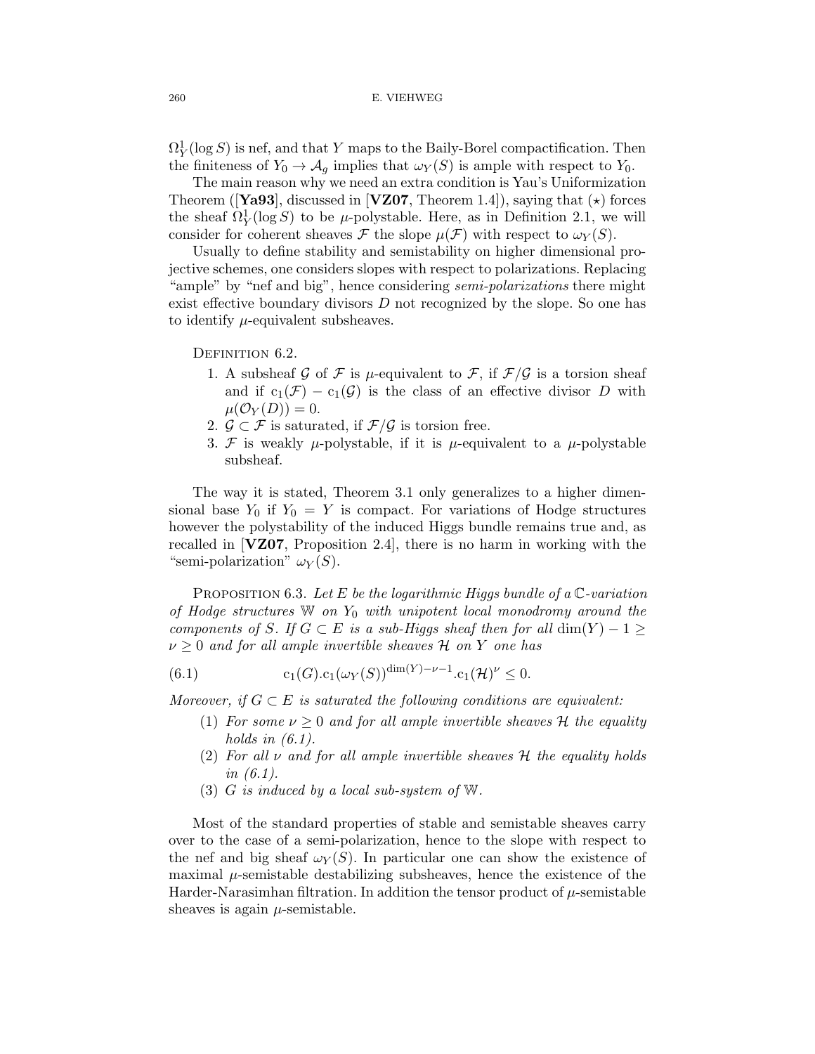$\Omega^1_Y(\log S)$ is nef, and that $Y$ maps to the Baily-Borel compactification. Then the finiteness of $Y_0 \to \mathcal{A}_g$ implies that $\omega_Y(S)$ is ample with respect to $Y_0$.

The main reason why we need an extra condition is Yau's Uniformization Theorem ([**Ya93**], discussed in [**VZ07**, Theorem 1.4]), saying that $(\star)$ forces the sheaf $\Omega^1_Y(\log S)$ to be $\mu$-polystable. Here, as in Definition 2.1, we will consider for coherent sheaves $\mathcal{F}$ the slope $\mu(\mathcal{F})$ with respect to $\omega_Y(S)$.

Usually to define stability and semistability on higher dimensional projective schemes, one considers slopes with respect to polarizations. Replacing "ample" by "nef and big", hence considering *semi-polarizations* there might exist effective boundary divisors $D$ not recognized by the slope. So one has to identify $\mu$-equivalent subsheaves.

Definition 6.2.

1. A subsheaf $\mathcal{G}$ of $\mathcal{F}$ is $\mu$-equivalent to $\mathcal{F}$, if $\mathcal{F}/\mathcal{G}$ is a torsion sheaf and if $\mathrm{c}_1(\mathcal{F}) - \mathrm{c}_1(\mathcal{G})$ is the class of an effective divisor $D$ with $\mu(\mathcal{O}_Y(D)) = 0$.
2. $\mathcal{G} \subset \mathcal{F}$ is saturated, if $\mathcal{F}/\mathcal{G}$ is torsion free.
3. $\mathcal{F}$ is weakly $\mu$-polystable, if it is $\mu$-equivalent to a $\mu$-polystable subsheaf.

The way it is stated, Theorem 3.1 only generalizes to a higher dimensional base $Y_0$ if $Y_0 = Y$ is compact. For variations of Hodge structures however the polystability of the induced Higgs bundle remains true and, as recalled in [**VZ07**, Proposition 2.4], there is no harm in working with the "semi-polarization" $\omega_Y(S)$.

Proposition 6.3. *Let $E$ be the logarithmic Higgs bundle of a $\mathbb{C}$-variation of Hodge structures $\mathbb{W}$ on $Y_0$ with unipotent local monodromy around the components of $S$. If $G \subset E$ is a sub-Higgs sheaf then for all $\dim(Y) - 1 \geq \nu \geq 0$ and for all ample invertible sheaves $\mathcal{H}$ on $Y$ one has*

$$\mathrm{c}_1(G).\mathrm{c}_1(\omega_Y(S))^{\dim(Y)-\nu-1}.\mathrm{c}_1(\mathcal{H})^{\nu} \leq 0. \tag{6.1}$$

*Moreover, if $G \subset E$ is saturated the following conditions are equivalent:*

(1) *For some $\nu \geq 0$ and for all ample invertible sheaves $\mathcal{H}$ the equality holds in (6.1).*
(2) *For all $\nu$ and for all ample invertible sheaves $\mathcal{H}$ the equality holds in (6.1).*
(3) *$G$ is induced by a local sub-system of $\mathbb{W}$.*

Most of the standard properties of stable and semistable sheaves carry over to the case of a semi-polarization, hence to the slope with respect to the nef and big sheaf $\omega_Y(S)$. In particular one can show the existence of maximal $\mu$-semistable destabilizing subsheaves, hence the existence of the Harder-Narasimhan filtration. In addition the tensor product of $\mu$-semistable sheaves is again $\mu$-semistable.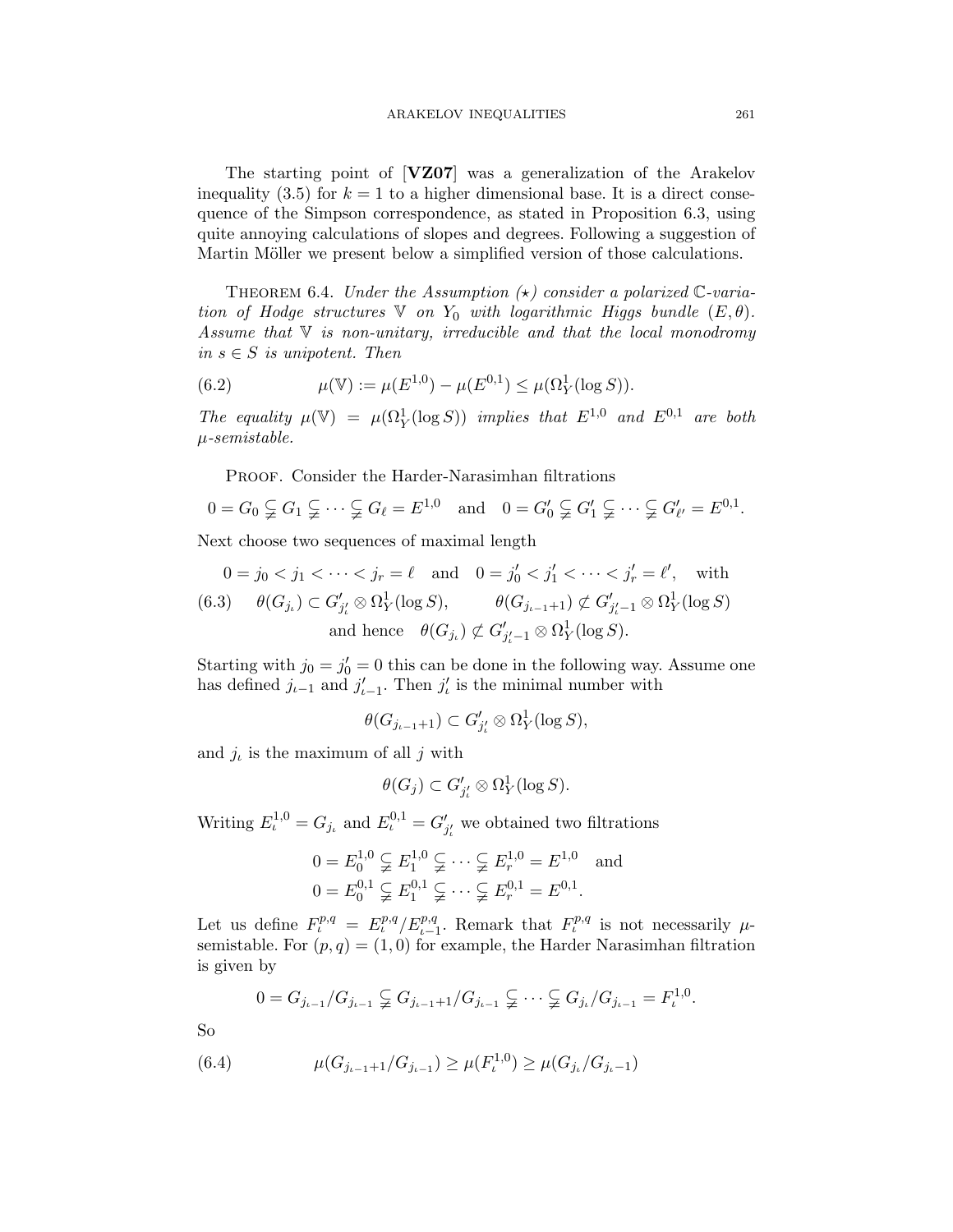The starting point of [**VZ07**] was a generalization of the Arakelov inequality (3.5) for $k=1$ to a higher dimensional base. It is a direct consequence of the Simpson correspondence, as stated in Proposition 6.3, using quite annoying calculations of slopes and degrees. Following a suggestion of Martin Möller we present below a simplified version of those calculations.

Theorem 6.4. *Under the Assumption ($\star$) consider a polarized $\mathbb{C}$-variation of Hodge structures $\mathbb{V}$ on $Y_0$ with logarithmic Higgs bundle $(E,\theta)$. Assume that $\mathbb{V}$ is non-unitary, irreducible and that the local monodromy in $s \in S$ is unipotent. Then*

$$\mu(\mathbb{V}) := \mu(E^{1,0}) - \mu(E^{0,1}) \leq \mu(\Omega^1_Y(\log S)). \tag{6.2}$$

*The equality $\mu(\mathbb{V}) = \mu(\Omega^1_Y(\log S))$ implies that $E^{1,0}$ and $E^{0,1}$ are both $\mu$-semistable.*

Proof. Consider the Harder-Narasimhan filtrations

$$0 = G_0 \subsetneqq G_1 \subsetneqq \cdots \subsetneqq G_\ell = E^{1,0} \quad \text{and} \quad 0 = G'_0 \subsetneqq G'_1 \subsetneqq \cdots \subsetneqq G'_{\ell'} = E^{0,1}.$$

Next choose two sequences of maximal length

$$0 = j_0 < j_1 < \cdots < j_r = \ell \quad \text{and} \quad 0 = j'_0 < j'_1 < \cdots < j'_r = \ell', \quad \text{with}$$

$$\theta(G_{j_\iota}) \subset G'_{j'_\iota} \otimes \Omega^1_Y(\log S), \qquad \theta(G_{j_{\iota-1}+1}) \not\subset G'_{j'_\iota - 1} \otimes \Omega^1_Y(\log S) \tag{6.3}$$
$$\text{and hence} \quad \theta(G_{j_\iota}) \not\subset G'_{j'_\iota - 1} \otimes \Omega^1_Y(\log S).$$

Starting with $j_0 = j'_0 = 0$ this can be done in the following way. Assume one has defined $j_{\iota-1}$ and $j'_{\iota-1}$. Then $j'_\iota$ is the minimal number with

$$\theta(G_{j_{\iota-1}+1}) \subset G'_{j'_\iota} \otimes \Omega^1_Y(\log S),$$

and $j_\iota$ is the maximum of all $j$ with

$$\theta(G_j) \subset G'_{j'_\iota} \otimes \Omega^1_Y(\log S).$$

Writing $E^{1,0}_\iota = G_{j_\iota}$ and $E^{0,1}_\iota = G'_{j'_\iota}$ we obtained two filtrations

$$0 = E^{1,0}_0 \subsetneqq E^{1,0}_1 \subsetneqq \cdots \subsetneqq E^{1,0}_r = E^{1,0} \quad \text{and}$$
$$0 = E^{0,1}_0 \subsetneqq E^{0,1}_1 \subsetneqq \cdots \subsetneqq E^{0,1}_r = E^{0,1}.$$

Let us define $F^{p,q}_\iota = E^{p,q}_\iota / E^{p,q}_{\iota-1}$. Remark that $F^{p,q}_\iota$ is not necessarily $\mu$-semistable. For $(p,q) = (1,0)$ for example, the Harder Narasimhan filtration is given by

$$0 = G_{j_{\iota-1}}/G_{j_{\iota-1}} \subsetneqq G_{j_{\iota-1}+1}/G_{j_{\iota-1}} \subsetneqq \cdots \subsetneqq G_{j_\iota}/G_{j_{\iota-1}} = F^{1,0}_\iota.$$

So

$$\mu(G_{j_{\iota-1}+1}/G_{j_{\iota-1}}) \geq \mu(F^{1,0}_\iota) \geq \mu(G_{j_\iota}/G_{j_\iota - 1}) \tag{6.4}$$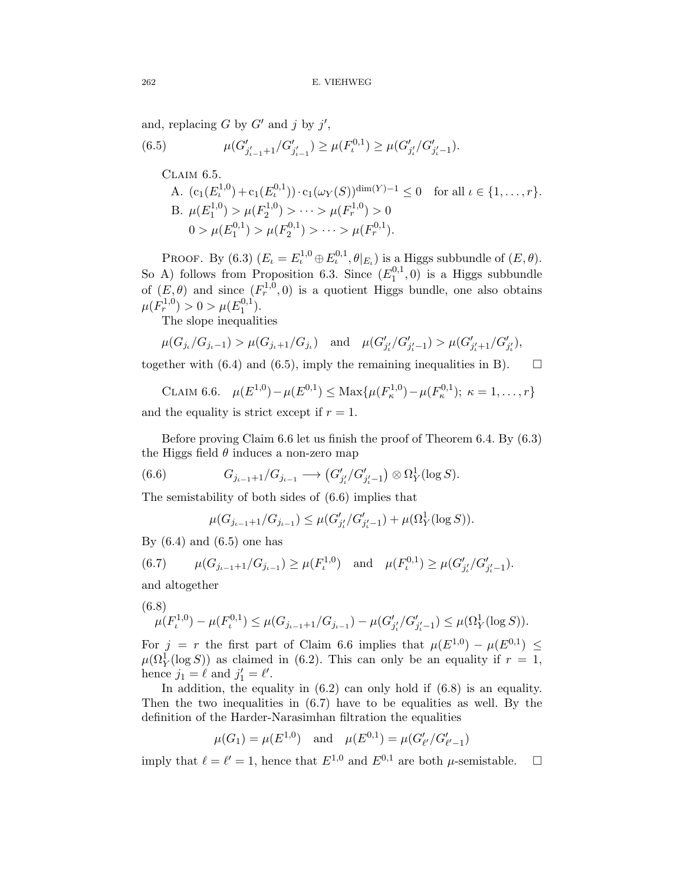and, replacing $G$ by $G'$ and $j$ by $j'$,

$$\mu(G'_{j'_{\iota-1}+1}/G'_{j'_{\iota-1}}) \geq \mu(F_\iota^{0,1}) \geq \mu(G'_{j'_\iota}/G'_{j'_\iota-1}). \tag{6.5}$$

Claim 6.5.

A. $(\mathrm{c}_1(E_\iota^{1,0}) + \mathrm{c}_1(E_\iota^{0,1})) \cdot \mathrm{c}_1(\omega_Y(S))^{\dim(Y)-1} \leq 0$ for all $\iota \in \{1, \ldots, r\}$.

B. $\mu(E_1^{1,0}) > \mu(F_2^{1,0}) > \cdots > \mu(F_r^{1,0}) > 0$
$0 > \mu(E_1^{0,1}) > \mu(F_2^{0,1}) > \cdots > \mu(F_r^{0,1})$.

Proof. By (6.3) $(E_\iota = E_\iota^{1,0} \oplus E_\iota^{0,1}, \theta|_{E_\iota})$ is a Higgs subbundle of $(E, \theta)$. So A) follows from Proposition 6.3. Since $(E_1^{0,1}, 0)$ is a Higgs subbundle of $(E, \theta)$ and since $(F_r^{1,0}, 0)$ is a quotient Higgs bundle, one also obtains $\mu(F_r^{1,0}) > 0 > \mu(E_1^{0,1})$.

The slope inequalities

$$\mu(G_{j_\iota}/G_{j_\iota-1}) > \mu(G_{j_\iota+1}/G_{j_\iota}) \quad \text{and} \quad \mu(G'_{j'_\iota}/G'_{j'_\iota-1}) > \mu(G'_{j'_\iota+1}/G'_{j'_\iota}),$$

together with (6.4) and (6.5), imply the remaining inequalities in B). $\square$

Claim 6.6. $\mu(E^{1,0}) - \mu(E^{0,1}) \leq \mathrm{Max}\{\mu(F_\kappa^{1,0}) - \mu(F_\kappa^{0,1});\ \kappa = 1, \ldots, r\}$ and the equality is strict except if $r = 1$.

Before proving Claim 6.6 let us finish the proof of Theorem 6.4. By (6.3) the Higgs field $\theta$ induces a non-zero map

$$G_{j_{\iota-1}+1}/G_{j_{\iota-1}} \longrightarrow \left(G'_{j'_\iota}/G'_{j'_\iota-1}\right) \otimes \Omega_Y^1(\log S). \tag{6.6}$$

The semistability of both sides of (6.6) implies that

$$\mu(G_{j_{\iota-1}+1}/G_{j_{\iota-1}}) \leq \mu(G'_{j'_\iota}/G'_{j'_\iota-1}) + \mu(\Omega_Y^1(\log S)).$$

By (6.4) and (6.5) one has

$$\mu(G_{j_{\iota-1}+1}/G_{j_{\iota-1}}) \geq \mu(F_\iota^{1,0}) \quad \text{and} \quad \mu(F_\iota^{0,1}) \geq \mu(G'_{j'_\iota}/G'_{j'_\iota-1}). \tag{6.7}$$

and altogether

$$\mu(F_\iota^{1,0}) - \mu(F_\iota^{0,1}) \leq \mu(G_{j_{\iota-1}+1}/G_{j_{\iota-1}}) - \mu(G'_{j'_\iota}/G'_{j'_\iota-1}) \leq \mu(\Omega_Y^1(\log S)). \tag{6.8}$$

For $j = r$ the first part of Claim 6.6 implies that $\mu(E^{1,0}) - \mu(E^{0,1}) \leq \mu(\Omega_Y^1(\log S))$ as claimed in (6.2). This can only be an equality if $r = 1$, hence $j_1 = \ell$ and $j'_1 = \ell'$.

In addition, the equality in (6.2) can only hold if (6.8) is an equality. Then the two inequalities in (6.7) have to be equalities as well. By the definition of the Harder-Narasimhan filtration the equalities

$$\mu(G_1) = \mu(E^{1,0}) \quad \text{and} \quad \mu(E^{0,1}) = \mu(G'_{\ell'}/G'_{\ell'-1})$$

imply that $\ell = \ell' = 1$, hence that $E^{1,0}$ and $E^{0,1}$ are both $\mu$-semistable. $\square$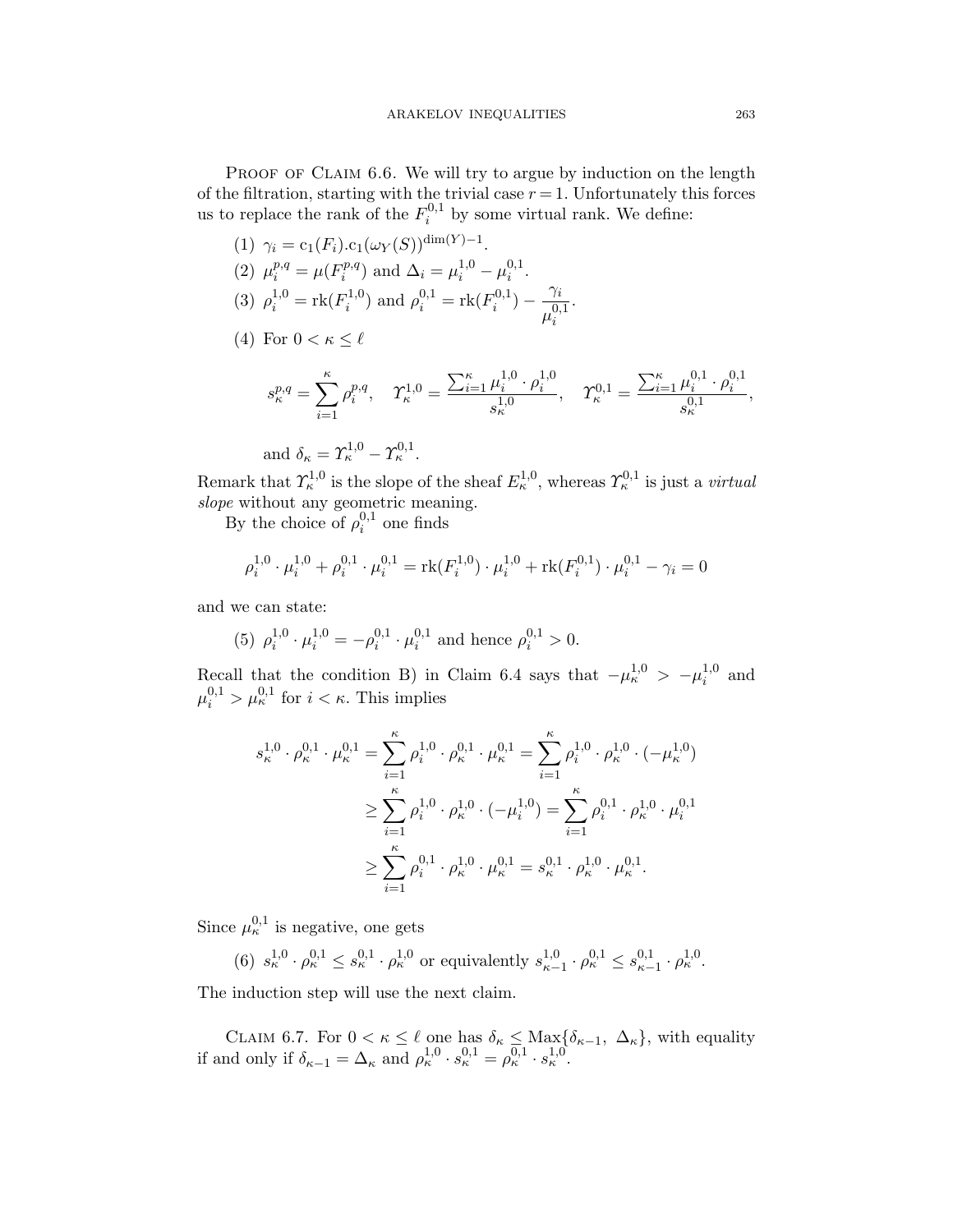Proof of Claim 6.6. We will try to argue by induction on the length of the filtration, starting with the trivial case $r = 1$. Unfortunately this forces us to replace the rank of the $F_i^{0,1}$ by some virtual rank. We define:

(1) $\gamma_i = c_1(F_i).c_1(\omega_Y(S))^{\dim(Y)-1}$.

(2) $\mu_i^{p,q} = \mu(F_i^{p,q})$ and $\Delta_i = \mu_i^{1,0} - \mu_i^{0,1}$.

(3) $\rho_i^{1,0} = \mathrm{rk}(F_i^{1,0})$ and $\rho_i^{0,1} = \mathrm{rk}(F_i^{0,1}) - \dfrac{\gamma_i}{\mu_i^{0,1}}$.

(4) For $0 < \kappa \leq \ell$

$$s_\kappa^{p,q} = \sum_{i=1}^{\kappa} \rho_i^{p,q}, \quad \Upsilon_\kappa^{1,0} = \frac{\sum_{i=1}^{\kappa} \mu_i^{1,0} \cdot \rho_i^{1,0}}{s_\kappa^{1,0}}, \quad \Upsilon_\kappa^{0,1} = \frac{\sum_{i=1}^{\kappa} \mu_i^{0,1} \cdot \rho_i^{0,1}}{s_\kappa^{0,1}},$$

and $\delta_\kappa = \Upsilon_\kappa^{1,0} - \Upsilon_\kappa^{0,1}$.

Remark that $\Upsilon_\kappa^{1,0}$ is the slope of the sheaf $E_\kappa^{1,0}$, whereas $\Upsilon_\kappa^{0,1}$ is just a *virtual slope* without any geometric meaning.

By the choice of $\rho_i^{0,1}$ one finds

$$\rho_i^{1,0} \cdot \mu_i^{1,0} + \rho_i^{0,1} \cdot \mu_i^{0,1} = \mathrm{rk}(F_i^{1,0}) \cdot \mu_i^{1,0} + \mathrm{rk}(F_i^{0,1}) \cdot \mu_i^{0,1} - \gamma_i = 0$$

and we can state:

(5) $\rho_i^{1,0} \cdot \mu_i^{1,0} = -\rho_i^{0,1} \cdot \mu_i^{0,1}$ and hence $\rho_i^{0,1} > 0$.

Recall that the condition B) in Claim 6.4 says that $-\mu_\kappa^{1,0} > -\mu_i^{1,0}$ and $\mu_i^{0,1} > \mu_\kappa^{0,1}$ for $i < \kappa$. This implies

$$\begin{aligned}
s_\kappa^{1,0} \cdot \rho_\kappa^{0,1} \cdot \mu_\kappa^{0,1} &= \sum_{i=1}^{\kappa} \rho_i^{1,0} \cdot \rho_\kappa^{0,1} \cdot \mu_\kappa^{0,1} = \sum_{i=1}^{\kappa} \rho_i^{1,0} \cdot \rho_\kappa^{1,0} \cdot (-\mu_\kappa^{1,0}) \\
&\geq \sum_{i=1}^{\kappa} \rho_i^{1,0} \cdot \rho_\kappa^{1,0} \cdot (-\mu_i^{1,0}) = \sum_{i=1}^{\kappa} \rho_i^{0,1} \cdot \rho_\kappa^{1,0} \cdot \mu_i^{0,1} \\
&\geq \sum_{i=1}^{\kappa} \rho_i^{0,1} \cdot \rho_\kappa^{1,0} \cdot \mu_\kappa^{0,1} = s_\kappa^{0,1} \cdot \rho_\kappa^{1,0} \cdot \mu_\kappa^{0,1}.
\end{aligned}$$

Since $\mu_\kappa^{0,1}$ is negative, one gets

(6) $s_\kappa^{1,0} \cdot \rho_\kappa^{0,1} \leq s_\kappa^{0,1} \cdot \rho_\kappa^{1,0}$ or equivalently $s_{\kappa-1}^{1,0} \cdot \rho_\kappa^{0,1} \leq s_{\kappa-1}^{0,1} \cdot \rho_\kappa^{1,0}$.

The induction step will use the next claim.

Claim 6.7. For $0 < \kappa \leq \ell$ one has $\delta_\kappa \leq \mathrm{Max}\{\delta_{\kappa-1},\ \Delta_\kappa\}$, with equality if and only if $\delta_{\kappa-1} = \Delta_\kappa$ and $\rho_\kappa^{1,0} \cdot s_\kappa^{0,1} = \rho_\kappa^{0,1} \cdot s_\kappa^{1,0}$.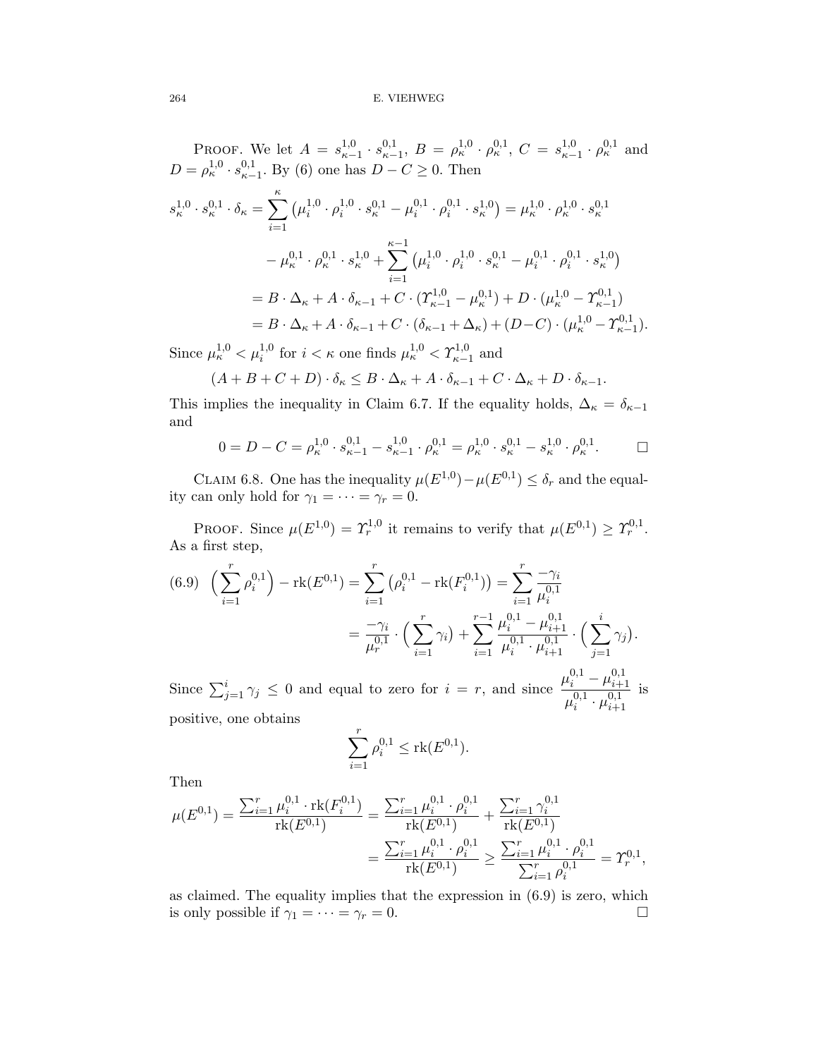Proof. We let $A = s^{1,0}_{\kappa-1} \cdot s^{0,1}_{\kappa-1}$, $B = \rho^{1,0}_{\kappa} \cdot \rho^{0,1}_{\kappa}$, $C = s^{1,0}_{\kappa-1} \cdot \rho^{0,1}_{\kappa}$ and $D = \rho^{1,0}_{\kappa} \cdot s^{0,1}_{\kappa-1}$. By (6) one has $D - C \geq 0$. Then

$$
\begin{aligned}
s^{1,0}_{\kappa} \cdot s^{0,1}_{\kappa} \cdot \delta_{\kappa} &= \sum_{i=1}^{\kappa} \big(\mu^{1,0}_i \cdot \rho^{1,0}_i \cdot s^{0,1}_{\kappa} - \mu^{0,1}_i \cdot \rho^{0,1}_i \cdot s^{1,0}_{\kappa}\big) = \mu^{1,0}_{\kappa} \cdot \rho^{1,0}_{\kappa} \cdot s^{0,1}_{\kappa} \\
&\quad - \mu^{0,1}_{\kappa} \cdot \rho^{0,1}_{\kappa} \cdot s^{1,0}_{\kappa} + \sum_{i=1}^{\kappa-1} \big(\mu^{1,0}_i \cdot \rho^{1,0}_i \cdot s^{0,1}_{\kappa} - \mu^{0,1}_i \cdot \rho^{0,1}_i \cdot s^{1,0}_{\kappa}\big) \\
&= B \cdot \Delta_{\kappa} + A \cdot \delta_{\kappa-1} + C \cdot (\Upsilon^{1,0}_{\kappa-1} - \mu^{0,1}_{\kappa}) + D \cdot (\mu^{1,0}_{\kappa} - \Upsilon^{0,1}_{\kappa-1}) \\
&= B \cdot \Delta_{\kappa} + A \cdot \delta_{\kappa-1} + C \cdot (\delta_{\kappa-1} + \Delta_{\kappa}) + (D - C) \cdot (\mu^{1,0}_{\kappa} - \Upsilon^{0,1}_{\kappa-1}).
\end{aligned}
$$

Since $\mu^{1,0}_{\kappa} < \mu^{1,0}_i$ for $i < \kappa$ one finds $\mu^{1,0}_{\kappa} < \Upsilon^{1,0}_{\kappa-1}$ and

$$
(A + B + C + D) \cdot \delta_{\kappa} \leq B \cdot \Delta_{\kappa} + A \cdot \delta_{\kappa-1} + C \cdot \Delta_{\kappa} + D \cdot \delta_{\kappa-1}.
$$

This implies the inequality in Claim 6.7. If the equality holds, $\Delta_{\kappa} = \delta_{\kappa-1}$ and

$$
0 = D - C = \rho^{1,0}_{\kappa} \cdot s^{0,1}_{\kappa-1} - s^{1,0}_{\kappa-1} \cdot \rho^{0,1}_{\kappa} = \rho^{1,0}_{\kappa} \cdot s^{0,1}_{\kappa} - s^{1,0}_{\kappa} \cdot \rho^{0,1}_{\kappa}. \qquad \square
$$

Claim 6.8. One has the inequality $\mu(E^{1,0}) - \mu(E^{0,1}) \leq \delta_r$ and the equality can only hold for $\gamma_1 = \cdots = \gamma_r = 0$.

Proof. Since $\mu(E^{1,0}) = \Upsilon^{1,0}_r$ it remains to verify that $\mu(E^{0,1}) \geq \Upsilon^{0,1}_r$. As a first step,

$$
\begin{aligned}
(6.9) \quad \Big(\sum_{i=1}^{r} \rho^{0,1}_i\Big) - \mathrm{rk}(E^{0,1}) &= \sum_{i=1}^{r} \big(\rho^{0,1}_i - \mathrm{rk}(F^{0,1}_i)\big) = \sum_{i=1}^{r} \frac{-\gamma_i}{\mu^{0,1}_i} \\
&= \frac{-\gamma_i}{\mu^{0,1}_r} \cdot \Big(\sum_{i=1}^{r} \gamma_i\Big) + \sum_{i=1}^{r-1} \frac{\mu^{0,1}_i - \mu^{0,1}_{i+1}}{\mu^{0,1}_i \cdot \mu^{0,1}_{i+1}} \cdot \Big(\sum_{j=1}^{i} \gamma_j\Big).
\end{aligned}
$$

Since $\sum_{j=1}^{i} \gamma_j \leq 0$ and equal to zero for $i = r$, and since $\dfrac{\mu^{0,1}_i - \mu^{0,1}_{i+1}}{\mu^{0,1}_i \cdot \mu^{0,1}_{i+1}}$ is positive, one obtains

$$
\sum_{i=1}^{r} \rho^{0,1}_i \leq \mathrm{rk}(E^{0,1}).
$$

Then

$$
\begin{aligned}
\mu(E^{0,1}) = \frac{\sum_{i=1}^{r} \mu^{0,1}_i \cdot \mathrm{rk}(F^{0,1}_i)}{\mathrm{rk}(E^{0,1})} &= \frac{\sum_{i=1}^{r} \mu^{0,1}_i \cdot \rho^{0,1}_i}{\mathrm{rk}(E^{0,1})} + \frac{\sum_{i=1}^{r} \gamma^{0,1}_i}{\mathrm{rk}(E^{0,1})} \\
&= \frac{\sum_{i=1}^{r} \mu^{0,1}_i \cdot \rho^{0,1}_i}{\mathrm{rk}(E^{0,1})} \geq \frac{\sum_{i=1}^{r} \mu^{0,1}_i \cdot \rho^{0,1}_i}{\sum_{i=1}^{r} \rho^{0,1}_i} = \Upsilon^{0,1}_r,
\end{aligned}
$$

as claimed. The equality implies that the expression in (6.9) is zero, which is only possible if $\gamma_1 = \cdots = \gamma_r = 0$. $\square$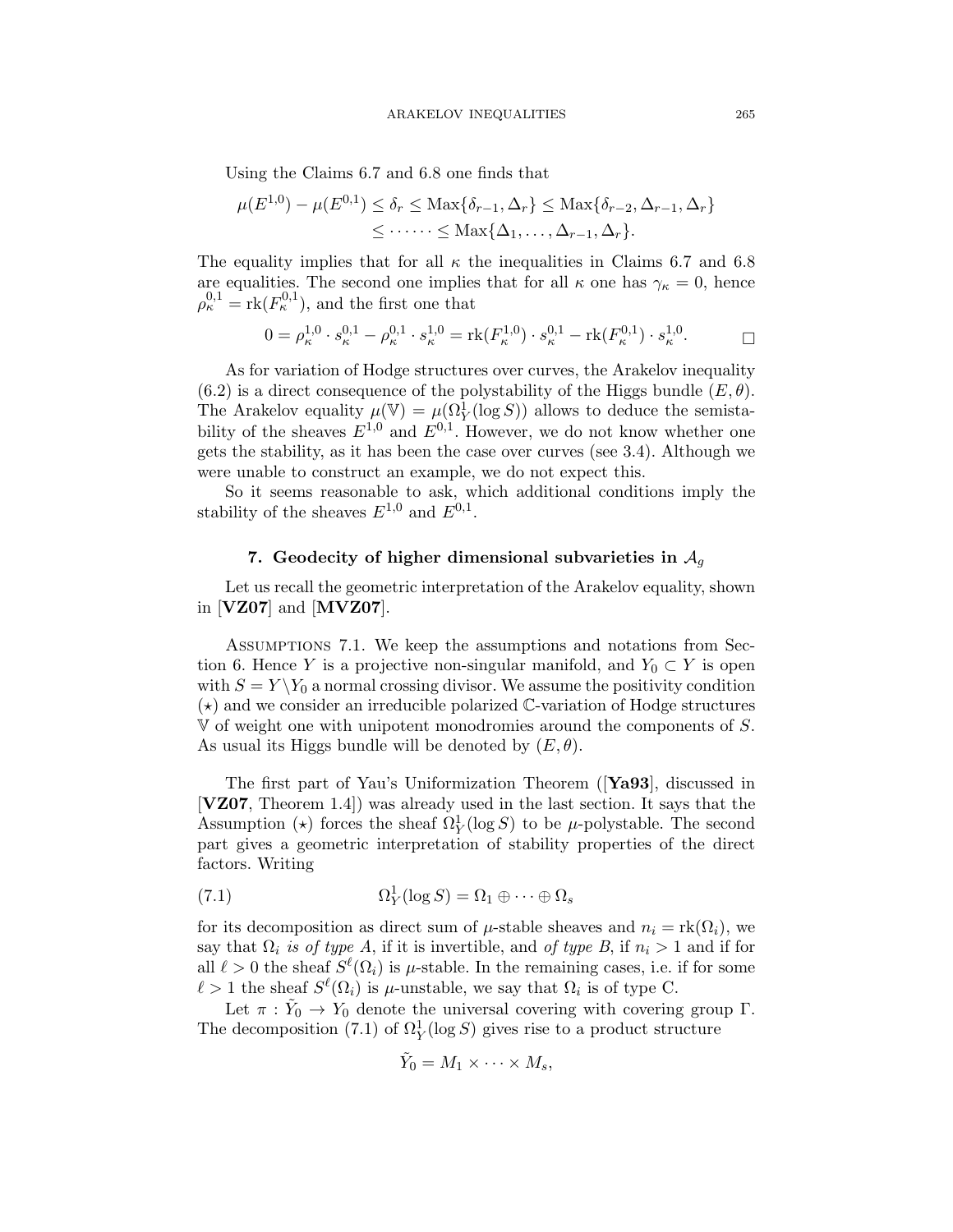Using the Claims 6.7 and 6.8 one finds that

$$\mu(E^{1,0}) - \mu(E^{0,1}) \leq \delta_r \leq \mathrm{Max}\{\delta_{r-1}, \Delta_r\} \leq \mathrm{Max}\{\delta_{r-2}, \Delta_{r-1}, \Delta_r\} \\ \leq \cdots\cdots \leq \mathrm{Max}\{\Delta_1, \ldots, \Delta_{r-1}, \Delta_r\}.$$

The equality implies that for all $\kappa$ the inequalities in Claims 6.7 and 6.8 are equalities. The second one implies that for all $\kappa$ one has $\gamma_\kappa = 0$, hence $\rho_\kappa^{0,1} = \mathrm{rk}(F_\kappa^{0,1})$, and the first one that

$$0 = \rho_\kappa^{1,0} \cdot s_\kappa^{0,1} - \rho_\kappa^{0,1} \cdot s_\kappa^{1,0} = \mathrm{rk}(F_\kappa^{1,0}) \cdot s_\kappa^{0,1} - \mathrm{rk}(F_\kappa^{0,1}) \cdot s_\kappa^{1,0}. \qquad \square$$

As for variation of Hodge structures over curves, the Arakelov inequality (6.2) is a direct consequence of the polystability of the Higgs bundle $(E, \theta)$. The Arakelov equality $\mu(\mathbb{V}) = \mu(\Omega^1_Y(\log S))$ allows to deduce the semistability of the sheaves $E^{1,0}$ and $E^{0,1}$. However, we do not know whether one gets the stability, as it has been the case over curves (see 3.4). Although we were unable to construct an example, we do not expect this.

So it seems reasonable to ask, which additional conditions imply the stability of the sheaves $E^{1,0}$ and $E^{0,1}$.

## 7. Geodecity of higher dimensional subvarieties in $\mathcal{A}_g$

Let us recall the geometric interpretation of the Arakelov equality, shown in [**VZ07**] and [**MVZ07**].

Assumptions 7.1. We keep the assumptions and notations from Section 6. Hence $Y$ is a projective non-singular manifold, and $Y_0 \subset Y$ is open with $S = Y \setminus Y_0$ a normal crossing divisor. We assume the positivity condition $(\star)$ and we consider an irreducible polarized $\mathbb{C}$-variation of Hodge structures $\mathbb{V}$ of weight one with unipotent monodromies around the components of $S$. As usual its Higgs bundle will be denoted by $(E, \theta)$.

The first part of Yau's Uniformization Theorem ([**Ya93**], discussed in [**VZ07**, Theorem 1.4]) was already used in the last section. It says that the Assumption $(\star)$ forces the sheaf $\Omega^1_Y(\log S)$ to be $\mu$-polystable. The second part gives a geometric interpretation of stability properties of the direct factors. Writing

$$\Omega^1_Y(\log S) = \Omega_1 \oplus \cdots \oplus \Omega_s \tag{7.1}$$

for its decomposition as direct sum of $\mu$-stable sheaves and $n_i = \mathrm{rk}(\Omega_i)$, we say that $\Omega_i$ *is of type A*, if it is invertible, and *of type B*, if $n_i > 1$ and if for all $\ell > 0$ the sheaf $S^\ell(\Omega_i)$ is $\mu$-stable. In the remaining cases, i.e. if for some $\ell > 1$ the sheaf $S^\ell(\Omega_i)$ is $\mu$-unstable, we say that $\Omega_i$ is of type C.

Let $\pi : \tilde{Y}_0 \to Y_0$ denote the universal covering with covering group $\Gamma$. The decomposition (7.1) of $\Omega^1_Y(\log S)$ gives rise to a product structure

$$\tilde{Y}_0 = M_1 \times \cdots \times M_s,$$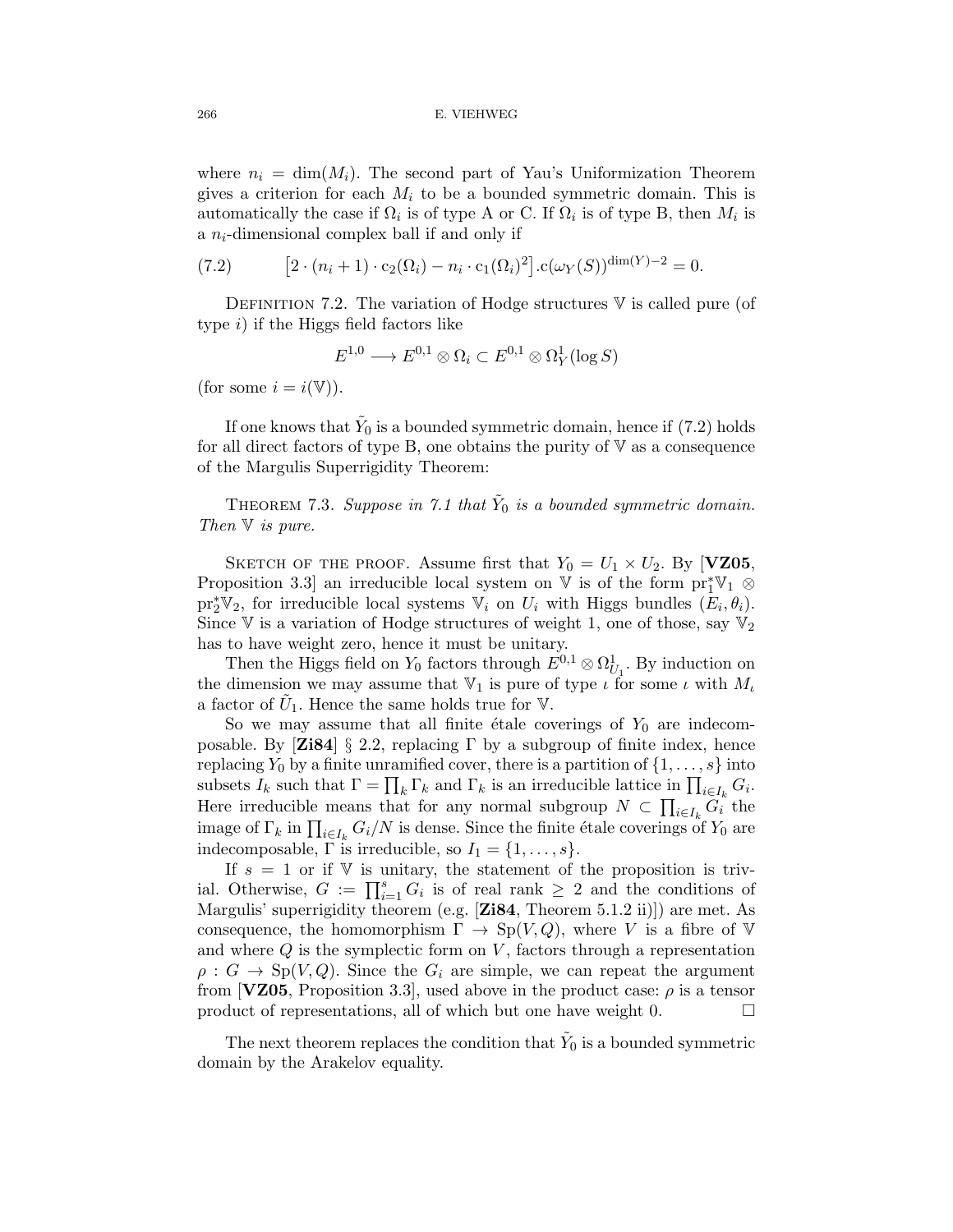where $n_i = \dim(M_i)$. The second part of Yau's Uniformization Theorem gives a criterion for each $M_i$ to be a bounded symmetric domain. This is automatically the case if $\Omega_i$ is of type A or C. If $\Omega_i$ is of type B, then $M_i$ is a $n_i$-dimensional complex ball if and only if

$$\left[2 \cdot (n_i + 1) \cdot \mathrm{c}_2(\Omega_i) - n_i \cdot \mathrm{c}_1(\Omega_i)^2\right].\mathrm{c}(\omega_Y(S))^{\dim(Y)-2} = 0. \tag{7.2}$$

Definition 7.2. The variation of Hodge structures $\mathbb{V}$ is called pure (of type $i$) if the Higgs field factors like

$$E^{1,0} \longrightarrow E^{0,1} \otimes \Omega_i \subset E^{0,1} \otimes \Omega^1_Y(\log S)$$

(for some $i = i(\mathbb{V})$).

If one knows that $\tilde{Y}_0$ is a bounded symmetric domain, hence if (7.2) holds for all direct factors of type B, one obtains the purity of $\mathbb{V}$ as a consequence of the Margulis Superrigidity Theorem:

Theorem 7.3. *Suppose in 7.1 that $\tilde{Y}_0$ is a bounded symmetric domain. Then $\mathbb{V}$ is pure.*

Sketch of the proof. Assume first that $Y_0 = U_1 \times U_2$. By [**VZ05**, Proposition 3.3] an irreducible local system on $\mathbb{V}$ is of the form $\mathrm{pr}_1^*\mathbb{V}_1 \otimes \mathrm{pr}_2^*\mathbb{V}_2$, for irreducible local systems $\mathbb{V}_i$ on $U_i$ with Higgs bundles $(E_i, \theta_i)$. Since $\mathbb{V}$ is a variation of Hodge structures of weight 1, one of those, say $\mathbb{V}_2$ has to have weight zero, hence it must be unitary.

Then the Higgs field on $Y_0$ factors through $E^{0,1} \otimes \Omega^1_{U_1}$. By induction on the dimension we may assume that $\mathbb{V}_1$ is pure of type $\iota$ for some $\iota$ with $M_\iota$ a factor of $\tilde{U}_1$. Hence the same holds true for $\mathbb{V}$.

So we may assume that all finite étale coverings of $Y_0$ are indecomposable. By [**Zi84**] § 2.2, replacing $\Gamma$ by a subgroup of finite index, hence replacing $Y_0$ by a finite unramified cover, there is a partition of $\{1, \ldots, s\}$ into subsets $I_k$ such that $\Gamma = \prod_k \Gamma_k$ and $\Gamma_k$ is an irreducible lattice in $\prod_{i \in I_k} G_i$. Here irreducible means that for any normal subgroup $N \subset \prod_{i \in I_k} G_i$ the image of $\Gamma_k$ in $\prod_{i \in I_k} G_i/N$ is dense. Since the finite étale coverings of $Y_0$ are indecomposable, $\Gamma$ is irreducible, so $I_1 = \{1, \ldots, s\}$.

If $s = 1$ or if $\mathbb{V}$ is unitary, the statement of the proposition is trivial. Otherwise, $G := \prod_{i=1}^s G_i$ is of real rank $\geq 2$ and the conditions of Margulis' superrigidity theorem (e.g. [**Zi84**, Theorem 5.1.2 ii)]) are met. As consequence, the homomorphism $\Gamma \to \mathrm{Sp}(V, Q)$, where $V$ is a fibre of $\mathbb{V}$ and where $Q$ is the symplectic form on $V$, factors through a representation $\rho : G \to \mathrm{Sp}(V, Q)$. Since the $G_i$ are simple, we can repeat the argument from [**VZ05**, Proposition 3.3], used above in the product case: $\rho$ is a tensor product of representations, all of which but one have weight 0. $\square$

The next theorem replaces the condition that $\tilde{Y}_0$ is a bounded symmetric domain by the Arakelov equality.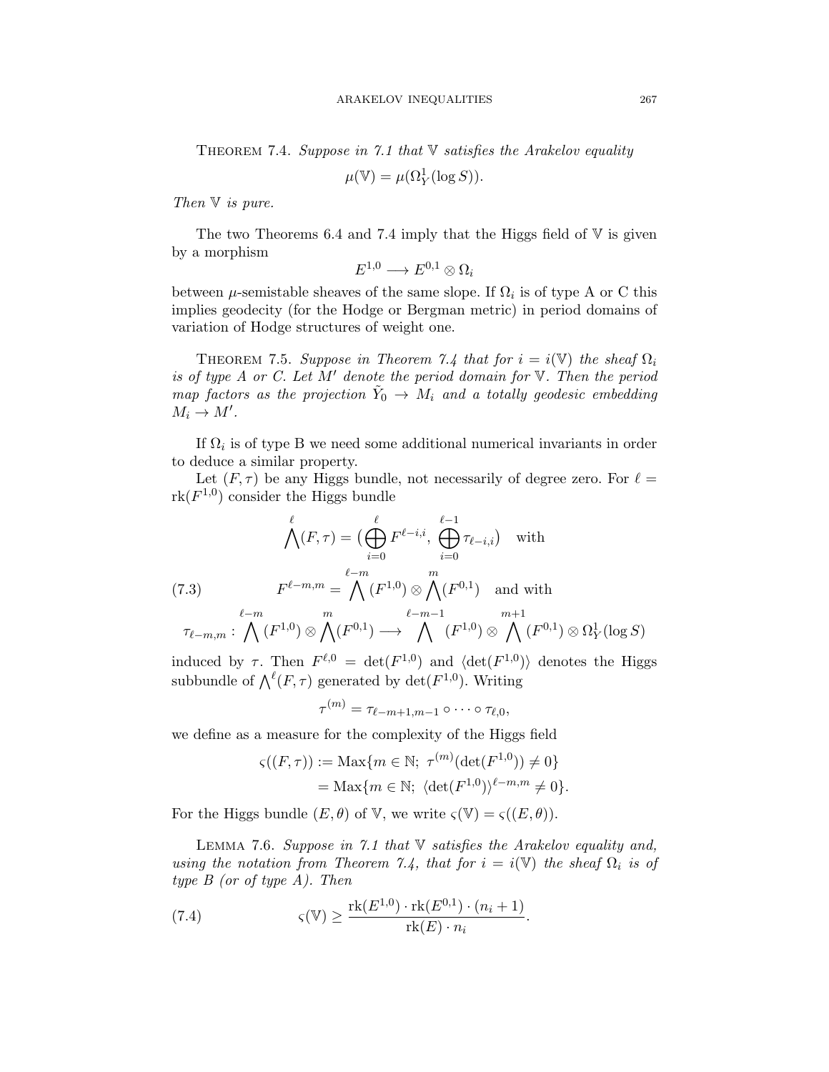THEOREM 7.4. *Suppose in 7.1 that $\mathbb{V}$ satisfies the Arakelov equality*

$$\mu(\mathbb{V}) = \mu(\Omega^1_Y(\log S)).$$

*Then $\mathbb{V}$ is pure.*

The two Theorems 6.4 and 7.4 imply that the Higgs field of $\mathbb{V}$ is given by a morphism

$$E^{1,0} \longrightarrow E^{0,1} \otimes \Omega_i$$

between $\mu$-semistable sheaves of the same slope. If $\Omega_i$ is of type A or C this implies geodecity (for the Hodge or Bergman metric) in period domains of variation of Hodge structures of weight one.

THEOREM 7.5. *Suppose in Theorem 7.4 that for $i = i(\mathbb{V})$ the sheaf $\Omega_i$ is of type A or C. Let $M'$ denote the period domain for $\mathbb{V}$. Then the period map factors as the projection $\tilde{Y}_0 \to M_i$ and a totally geodesic embedding $M_i \to M'$.*

If $\Omega_i$ is of type B we need some additional numerical invariants in order to deduce a similar property.

Let $(F, \tau)$ be any Higgs bundle, not necessarily of degree zero. For $\ell = \mathrm{rk}(F^{1,0})$ consider the Higgs bundle

$$\bigwedge^{\ell}(F,\tau) = \Big(\bigoplus_{i=0}^{\ell} F^{\ell-i,i},\ \bigoplus_{i=0}^{\ell-1} \tau_{\ell-i,i}\Big) \quad \text{with}$$

$$F^{\ell-m,m} = \bigwedge^{\ell-m}(F^{1,0}) \otimes \bigwedge^{m}(F^{0,1}) \quad \text{and with} \tag{7.3}$$

$$\tau_{\ell-m,m} : \bigwedge^{\ell-m}(F^{1,0}) \otimes \bigwedge^{m}(F^{0,1}) \longrightarrow \bigwedge^{\ell-m-1}(F^{1,0}) \otimes \bigwedge^{m+1}(F^{0,1}) \otimes \Omega^1_Y(\log S)$$

induced by $\tau$. Then $F^{\ell,0} = \det(F^{1,0})$ and $\langle \det(F^{1,0}) \rangle$ denotes the Higgs subbundle of $\bigwedge^{\ell}(F,\tau)$ generated by $\det(F^{1,0})$. Writing

$$\tau^{(m)} = \tau_{\ell-m+1,m-1} \circ \cdots \circ \tau_{\ell,0},$$

we define as a measure for the complexity of the Higgs field

$$\begin{aligned} \varsigma((F,\tau)) &:= \mathrm{Max}\{m \in \mathbb{N};\ \tau^{(m)}(\det(F^{1,0})) \neq 0\} \\ &= \mathrm{Max}\{m \in \mathbb{N};\ \langle \det(F^{1,0}) \rangle^{\ell-m,m} \neq 0\}. \end{aligned}$$

For the Higgs bundle $(E, \theta)$ of $\mathbb{V}$, we write $\varsigma(\mathbb{V}) = \varsigma((E, \theta))$.

LEMMA 7.6. *Suppose in 7.1 that $\mathbb{V}$ satisfies the Arakelov equality and, using the notation from Theorem 7.4, that for $i = i(\mathbb{V})$ the sheaf $\Omega_i$ is of type B (or of type A). Then*

$$\varsigma(\mathbb{V}) \geq \frac{\mathrm{rk}(E^{1,0}) \cdot \mathrm{rk}(E^{0,1}) \cdot (n_i + 1)}{\mathrm{rk}(E) \cdot n_i}. \tag{7.4}$$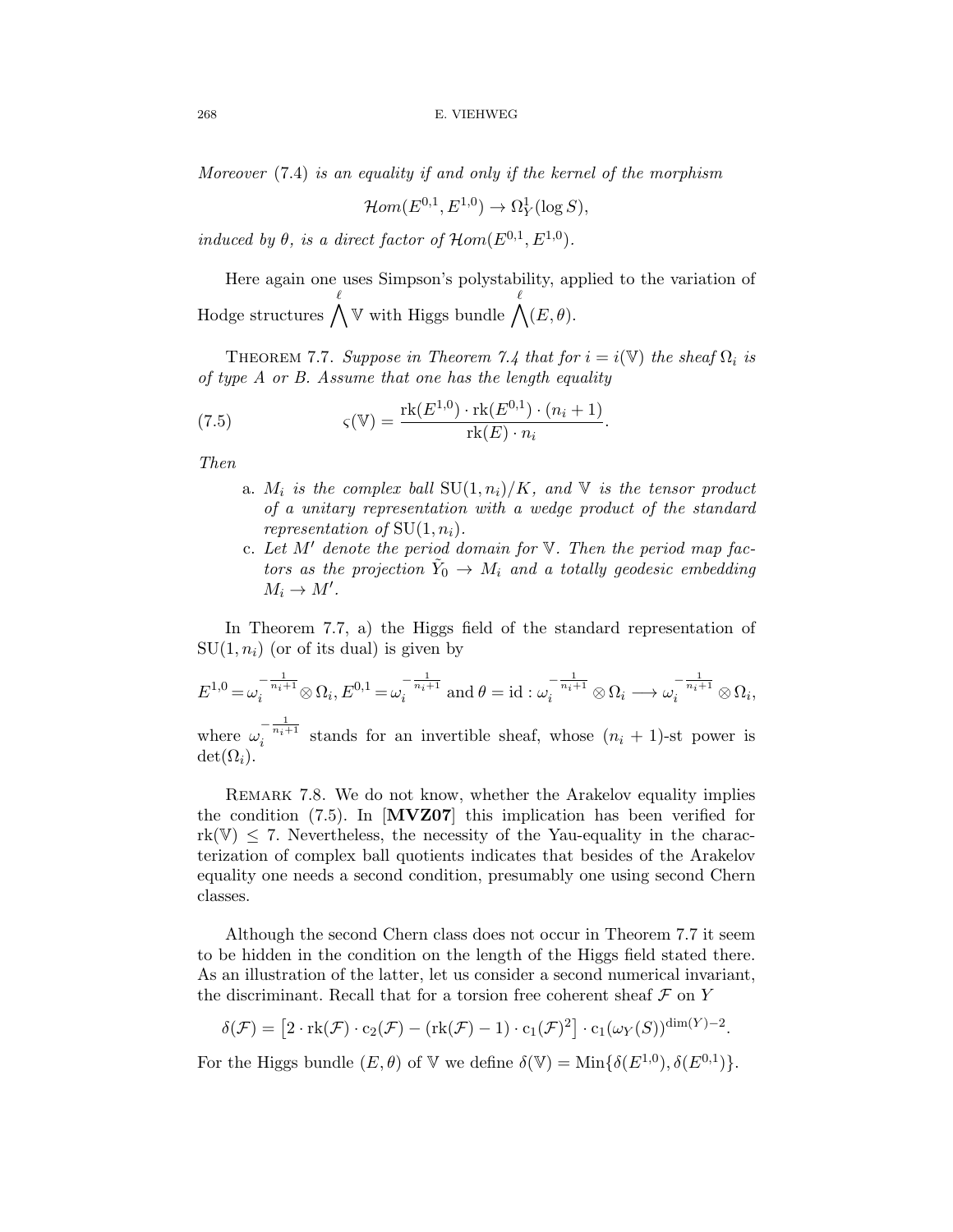*Moreover* (7.4) *is an equality if and only if the kernel of the morphism*

$$\mathcal{H}om(E^{0,1}, E^{1,0}) \to \Omega^1_Y(\log S),$$

*induced by* $\theta$, *is a direct factor of* $\mathcal{H}om(E^{0,1}, E^{1,0})$.

Here again one uses Simpson's polystability, applied to the variation of Hodge structures $\bigwedge^{\ell} \mathbb{V}$ with Higgs bundle $\bigwedge^{\ell}(E, \theta)$.

Theorem 7.7. *Suppose in Theorem 7.4 that for* $i = i(\mathbb{V})$ *the sheaf* $\Omega_i$ *is of type A or B. Assume that one has the length equality*

$$\varsigma(\mathbb{V}) = \frac{\mathrm{rk}(E^{1,0}) \cdot \mathrm{rk}(E^{0,1}) \cdot (n_i + 1)}{\mathrm{rk}(E) \cdot n_i}. \tag{7.5}$$

*Then*

a. $M_i$ *is the complex ball* $\mathrm{SU}(1, n_i)/K$, *and* $\mathbb{V}$ *is the tensor product of a unitary representation with a wedge product of the standard representation of* $\mathrm{SU}(1, n_i)$.

c. *Let* $M'$ *denote the period domain for* $\mathbb{V}$. *Then the period map factors as the projection* $\tilde{Y}_0 \to M_i$ *and a totally geodesic embedding* $M_i \to M'$.

In Theorem 7.7, a) the Higgs field of the standard representation of $\mathrm{SU}(1, n_i)$ (or of its dual) is given by

$$E^{1,0} = \omega_i^{-\frac{1}{n_i+1}} \otimes \Omega_i, E^{0,1} = \omega_i^{-\frac{1}{n_i+1}} \text{ and } \theta = \mathrm{id} : \omega_i^{-\frac{1}{n_i+1}} \otimes \Omega_i \longrightarrow \omega_i^{-\frac{1}{n_i+1}} \otimes \Omega_i,$$

where $\omega_i^{-\frac{1}{n_i+1}}$ stands for an invertible sheaf, whose $(n_i + 1)$-st power is $\det(\Omega_i)$.

Remark 7.8. We do not know, whether the Arakelov equality implies the condition (7.5). In [**MVZ07**] this implication has been verified for $\mathrm{rk}(\mathbb{V}) \leq 7$. Nevertheless, the necessity of the Yau-equality in the characterization of complex ball quotients indicates that besides of the Arakelov equality one needs a second condition, presumably one using second Chern classes.

Although the second Chern class does not occur in Theorem 7.7 it seem to be hidden in the condition on the length of the Higgs field stated there. As an illustration of the latter, let us consider a second numerical invariant, the discriminant. Recall that for a torsion free coherent sheaf $\mathcal{F}$ on $Y$

$$\delta(\mathcal{F}) = \left[2 \cdot \mathrm{rk}(\mathcal{F}) \cdot \mathrm{c}_2(\mathcal{F}) - (\mathrm{rk}(\mathcal{F}) - 1) \cdot \mathrm{c}_1(\mathcal{F})^2\right] \cdot \mathrm{c}_1(\omega_Y(S))^{\dim(Y)-2}.$$

For the Higgs bundle $(E, \theta)$ of $\mathbb{V}$ we define $\delta(\mathbb{V}) = \mathrm{Min}\{\delta(E^{1,0}), \delta(E^{0,1})\}$.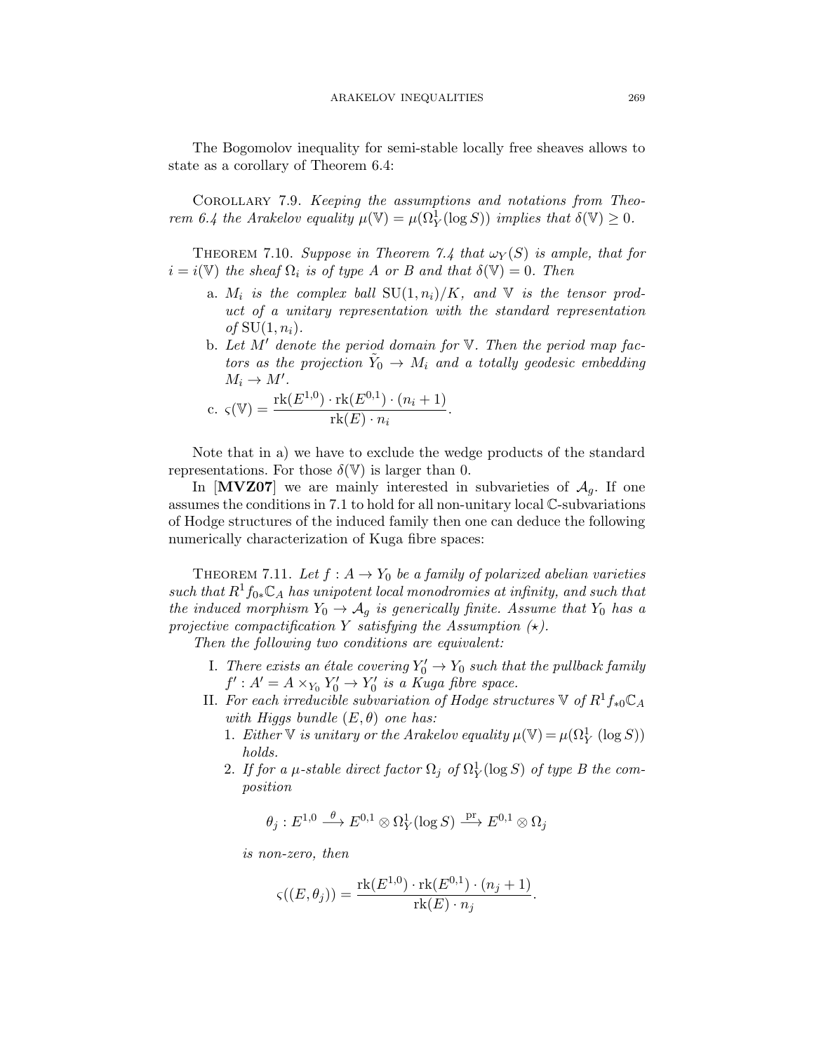The Bogomolov inequality for semi-stable locally free sheaves allows to state as a corollary of Theorem 6.4:

Corollary 7.9. *Keeping the assumptions and notations from Theorem 6.4 the Arakelov equality $\mu(\mathbb{V}) = \mu(\Omega^1_Y(\log S))$ implies that $\delta(\mathbb{V}) \geq 0$.*

Theorem 7.10. *Suppose in Theorem 7.4 that $\omega_Y(S)$ is ample, that for $i = i(\mathbb{V})$ the sheaf $\Omega_i$ is of type A or B and that $\delta(\mathbb{V}) = 0$. Then*

a. *$M_i$ is the complex ball $\mathrm{SU}(1, n_i)/K$, and $\mathbb{V}$ is the tensor product of a unitary representation with the standard representation of $\mathrm{SU}(1, n_i)$.*
b. *Let $M'$ denote the period domain for $\mathbb{V}$. Then the period map factors as the projection $\tilde{Y}_0 \to M_i$ and a totally geodesic embedding $M_i \to M'$.*
c. $\varsigma(\mathbb{V}) = \dfrac{\mathrm{rk}(E^{1,0}) \cdot \mathrm{rk}(E^{0,1}) \cdot (n_i + 1)}{\mathrm{rk}(E) \cdot n_i}$.

Note that in a) we have to exclude the wedge products of the standard representations. For those $\delta(\mathbb{V})$ is larger than 0.

In [**MVZ07**] we are mainly interested in subvarieties of $\mathcal{A}_g$. If one assumes the conditions in 7.1 to hold for all non-unitary local $\mathbb{C}$-subvariations of Hodge structures of the induced family then one can deduce the following numerically characterization of Kuga fibre spaces:

Theorem 7.11. *Let $f : A \to Y_0$ be a family of polarized abelian varieties such that $R^1 f_{0*}\mathbb{C}_A$ has unipotent local monodromies at infinity, and such that the induced morphism $Y_0 \to \mathcal{A}_g$ is generically finite. Assume that $Y_0$ has a projective compactification $Y$ satisfying the Assumption $(\star)$.*

*Then the following two conditions are equivalent:*

I. *There exists an étale covering $Y'_0 \to Y_0$ such that the pullback family $f' : A' = A \times_{Y_0} Y'_0 \to Y'_0$ is a Kuga fibre space.*
II. *For each irreducible subvariation of Hodge structures $\mathbb{V}$ of $R^1 f_{*0}\mathbb{C}_A$ with Higgs bundle $(E, \theta)$ one has:*
    1. *Either $\mathbb{V}$ is unitary or the Arakelov equality $\mu(\mathbb{V}) = \mu(\Omega^1_Y\ (\log S))$ holds.*
    2. *If for a $\mu$-stable direct factor $\Omega_j$ of $\Omega^1_Y(\log S)$ of type B the composition*
    $$\theta_j : E^{1,0} \xrightarrow{\ \theta\ } E^{0,1} \otimes \Omega^1_Y(\log S) \xrightarrow{\ \mathrm{pr}\ } E^{0,1} \otimes \Omega_j$$
    *is non-zero, then*
    $$\varsigma((E, \theta_j)) = \frac{\mathrm{rk}(E^{1,0}) \cdot \mathrm{rk}(E^{0,1}) \cdot (n_j + 1)}{\mathrm{rk}(E) \cdot n_j}.$$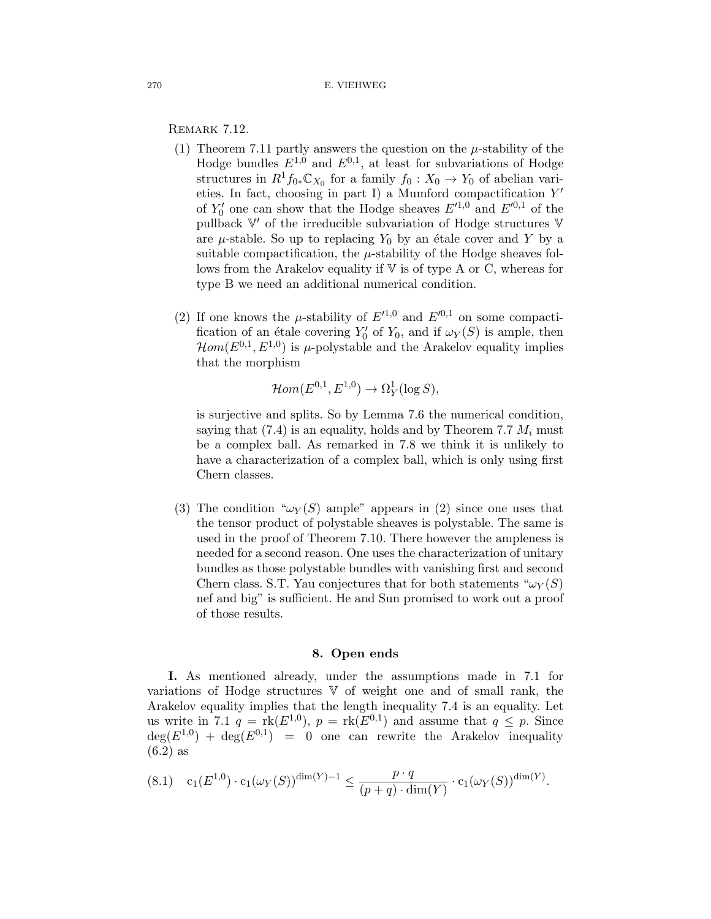Remark 7.12.

(1) Theorem 7.11 partly answers the question on the $\mu$-stability of the Hodge bundles $E^{1,0}$ and $E^{0,1}$, at least for subvariations of Hodge structures in $R^1 f_{0*}\mathbb{C}_{X_0}$ for a family $f_0 : X_0 \to Y_0$ of abelian varieties. In fact, choosing in part I) a Mumford compactification $Y'$ of $Y_0'$ one can show that the Hodge sheaves $E'^{1,0}$ and $E'^{0,1}$ of the pullback $\mathbb{V}'$ of the irreducible subvariation of Hodge structures $\mathbb{V}$ are $\mu$-stable. So up to replacing $Y_0$ by an étale cover and $Y$ by a suitable compactification, the $\mu$-stability of the Hodge sheaves follows from the Arakelov equality if $\mathbb{V}$ is of type A or C, whereas for type B we need an additional numerical condition.

(2) If one knows the $\mu$-stability of $E'^{1,0}$ and $E'^{0,1}$ on some compactification of an étale covering $Y_0'$ of $Y_0$, and if $\omega_Y(S)$ is ample, then $\mathcal{H}om(E^{0,1}, E^{1,0})$ is $\mu$-polystable and the Arakelov equality implies that the morphism
$$\mathcal{H}om(E^{0,1}, E^{1,0}) \to \Omega^1_Y(\log S),$$
is surjective and splits. So by Lemma 7.6 the numerical condition, saying that (7.4) is an equality, holds and by Theorem 7.7 $M_i$ must be a complex ball. As remarked in 7.8 we think it is unlikely to have a characterization of a complex ball, which is only using first Chern classes.

(3) The condition "$\omega_Y(S)$ ample" appears in (2) since one uses that the tensor product of polystable sheaves is polystable. The same is used in the proof of Theorem 7.10. There however the ampleness is needed for a second reason. One uses the characterization of unitary bundles as those polystable bundles with vanishing first and second Chern class. S.T. Yau conjectures that for both statements "$\omega_Y(S)$ nef and big" is sufficient. He and Sun promised to work out a proof of those results.

## 8. Open ends

**I.** As mentioned already, under the assumptions made in 7.1 for variations of Hodge structures $\mathbb{V}$ of weight one and of small rank, the Arakelov equality implies that the length inequality 7.4 is an equality. Let us write in 7.1 $q = \mathrm{rk}(E^{1,0})$, $p = \mathrm{rk}(E^{0,1})$ and assume that $q \leq p$. Since $\deg(E^{1,0}) + \deg(E^{0,1}) = 0$ one can rewrite the Arakelov inequality (6.2) as

$$\text{(8.1)} \quad \mathrm{c}_1(E^{1,0}) \cdot \mathrm{c}_1(\omega_Y(S))^{\dim(Y)-1} \leq \frac{p \cdot q}{(p+q)\cdot \dim(Y)} \cdot \mathrm{c}_1(\omega_Y(S))^{\dim(Y)}.$$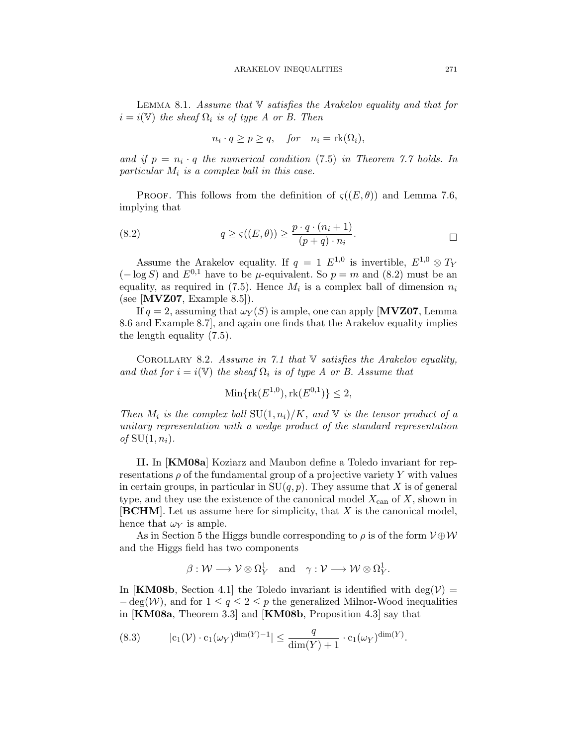Lemma 8.1. *Assume that $\mathbb{V}$ satisfies the Arakelov equality and that for $i = i(\mathbb{V})$ the sheaf $\Omega_i$ is of type A or B. Then*

$$n_i \cdot q \geq p \geq q, \quad \textit{for} \quad n_i = \mathrm{rk}(\Omega_i),$$

*and if $p = n_i \cdot q$ the numerical condition (7.5) in Theorem 7.7 holds. In particular $M_i$ is a complex ball in this case.*

Proof. This follows from the definition of $\varsigma((E,\theta))$ and Lemma 7.6, implying that

$$q \geq \varsigma((E,\theta)) \geq \frac{p \cdot q \cdot (n_i + 1)}{(p+q) \cdot n_i}. \tag{8.2}$$

□

Assume the Arakelov equality. If $q = 1$ $E^{1,0}$ is invertible, $E^{1,0} \otimes T_Y(-\log S)$ and $E^{0,1}$ have to be $\mu$-equivalent. So $p = m$ and (8.2) must be an equality, as required in (7.5). Hence $M_i$ is a complex ball of dimension $n_i$ (see [**MVZ07**, Example 8.5]).

If $q = 2$, assuming that $\omega_Y(S)$ is ample, one can apply [**MVZ07**, Lemma 8.6 and Example 8.7], and again one finds that the Arakelov equality implies the length equality (7.5).

Corollary 8.2. *Assume in 7.1 that $\mathbb{V}$ satisfies the Arakelov equality, and that for $i = i(\mathbb{V})$ the sheaf $\Omega_i$ is of type A or B. Assume that*

$$\mathrm{Min}\{\mathrm{rk}(E^{1,0}), \mathrm{rk}(E^{0,1})\} \leq 2,$$

*Then $M_i$ is the complex ball $\mathrm{SU}(1,n_i)/K$, and $\mathbb{V}$ is the tensor product of a unitary representation with a wedge product of the standard representation of $\mathrm{SU}(1,n_i)$.*

**II.** In [**KM08a**] Koziarz and Maubon define a Toledo invariant for representations $\rho$ of the fundamental group of a projective variety $Y$ with values in certain groups, in particular in $\mathrm{SU}(q,p)$. They assume that $X$ is of general type, and they use the existence of the canonical model $X_{\mathrm{can}}$ of $X$, shown in [**BCHM**]. Let us assume here for simplicity, that $X$ is the canonical model, hence that $\omega_Y$ is ample.

As in Section 5 the Higgs bundle corresponding to $\rho$ is of the form $\mathcal{V} \oplus \mathcal{W}$ and the Higgs field has two components

$$\beta : \mathcal{W} \longrightarrow \mathcal{V} \otimes \Omega^1_Y \quad \text{and} \quad \gamma : \mathcal{V} \longrightarrow \mathcal{W} \otimes \Omega^1_Y.$$

In [**KM08b**, Section 4.1] the Toledo invariant is identified with $\deg(\mathcal{V}) = -\deg(\mathcal{W})$, and for $1 \leq q \leq 2 \leq p$ the generalized Milnor-Wood inequalities in [**KM08a**, Theorem 3.3] and [**KM08b**, Proposition 4.3] say that

$$|\mathrm{c}_1(\mathcal{V}) \cdot \mathrm{c}_1(\omega_Y)^{\dim(Y)-1}| \leq \frac{q}{\dim(Y)+1} \cdot \mathrm{c}_1(\omega_Y)^{\dim(Y)}. \tag{8.3}$$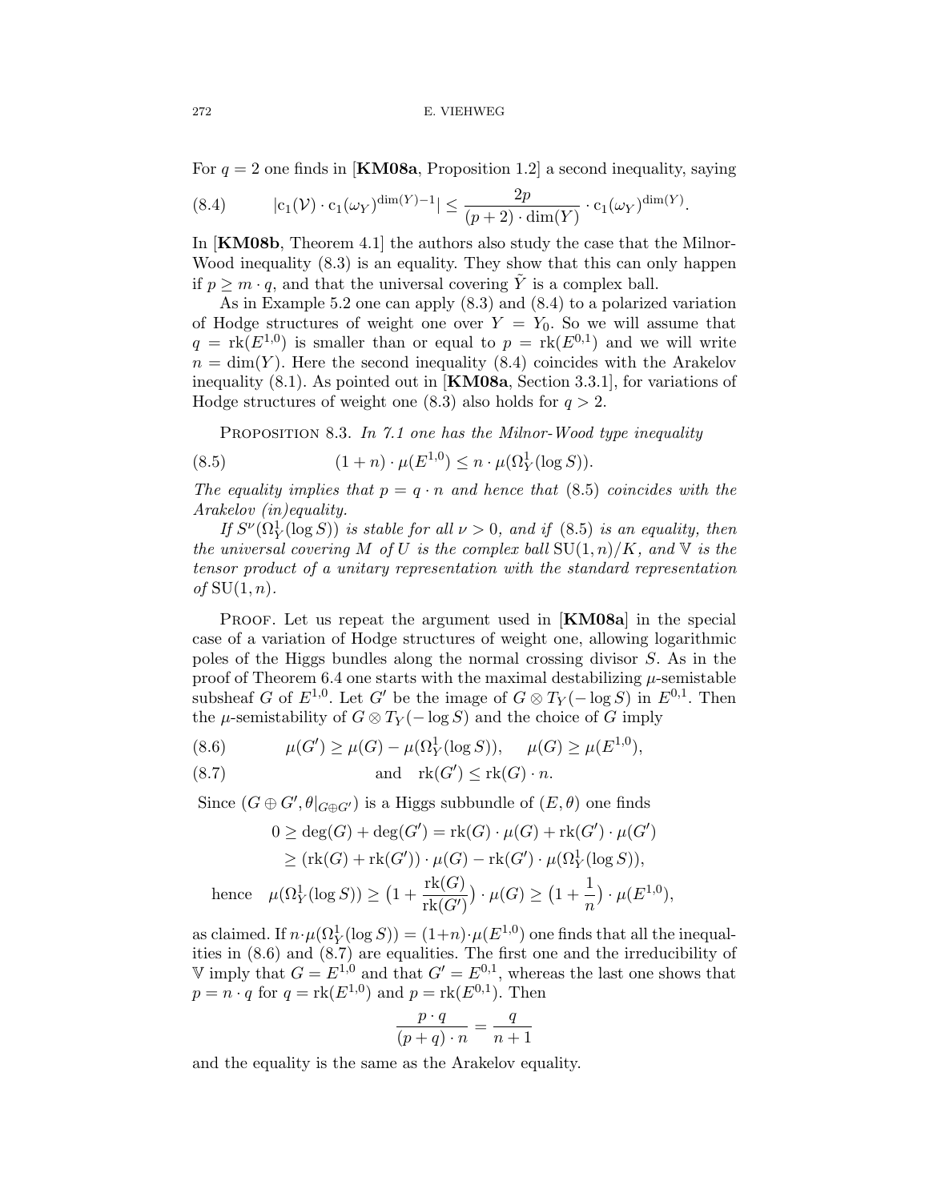For $q = 2$ one finds in [**KM08a**, Proposition 1.2] a second inequality, saying

$$|\mathrm{c}_1(\mathcal{V}) \cdot \mathrm{c}_1(\omega_Y)^{\dim(Y)-1}| \leq \frac{2p}{(p+2)\cdot \dim(Y)} \cdot \mathrm{c}_1(\omega_Y)^{\dim(Y)}. \tag{8.4}$$

In [**KM08b**, Theorem 4.1] the authors also study the case that the Milnor-Wood inequality (8.3) is an equality. They show that this can only happen if $p \geq m \cdot q$, and that the universal covering $\tilde{Y}$ is a complex ball.

As in Example 5.2 one can apply (8.3) and (8.4) to a polarized variation of Hodge structures of weight one over $Y = Y_0$. So we will assume that $q = \mathrm{rk}(E^{1,0})$ is smaller than or equal to $p = \mathrm{rk}(E^{0,1})$ and we will write $n = \dim(Y)$. Here the second inequality (8.4) coincides with the Arakelov inequality (8.1). As pointed out in [**KM08a**, Section 3.3.1], for variations of Hodge structures of weight one (8.3) also holds for $q > 2$.

Proposition 8.3. *In 7.1 one has the Milnor-Wood type inequality*

$$(1+n)\cdot \mu(E^{1,0}) \leq n \cdot \mu(\Omega^1_Y(\log S)). \tag{8.5}$$

*The equality implies that $p = q \cdot n$ and hence that (8.5) coincides with the Arakelov (in)equality.*

*If $S^\nu(\Omega^1_Y(\log S))$ is stable for all $\nu > 0$, and if (8.5) is an equality, then the universal covering $M$ of $U$ is the complex ball $\mathrm{SU}(1,n)/K$, and $\mathbb{V}$ is the tensor product of a unitary representation with the standard representation of $\mathrm{SU}(1,n)$.*

Proof. Let us repeat the argument used in [**KM08a**] in the special case of a variation of Hodge structures of weight one, allowing logarithmic poles of the Higgs bundles along the normal crossing divisor $S$. As in the proof of Theorem 6.4 one starts with the maximal destabilizing $\mu$-semistable subsheaf $G$ of $E^{1,0}$. Let $G'$ be the image of $G \otimes T_Y(-\log S)$ in $E^{0,1}$. Then the $\mu$-semistability of $G \otimes T_Y(-\log S)$ and the choice of $G$ imply

$$\mu(G') \geq \mu(G) - \mu(\Omega^1_Y(\log S)), \qquad \mu(G) \geq \mu(E^{1,0}), \tag{8.6}$$

$$\text{and} \quad \mathrm{rk}(G') \leq \mathrm{rk}(G)\cdot n. \tag{8.7}$$

Since $(G \oplus G', \theta|_{G\oplus G'})$ is a Higgs subbundle of $(E,\theta)$ one finds

$$\begin{aligned}
0 &\geq \deg(G) + \deg(G') = \mathrm{rk}(G)\cdot \mu(G) + \mathrm{rk}(G')\cdot \mu(G') \\
&\geq (\mathrm{rk}(G) + \mathrm{rk}(G'))\cdot \mu(G) - \mathrm{rk}(G')\cdot \mu(\Omega^1_Y(\log S)),
\end{aligned}$$

$$\text{hence} \quad \mu(\Omega^1_Y(\log S)) \geq \big(1 + \frac{\mathrm{rk}(G)}{\mathrm{rk}(G')}\big)\cdot \mu(G) \geq \big(1+\frac{1}{n}\big)\cdot \mu(E^{1,0}),$$

as claimed. If $n \cdot \mu(\Omega^1_Y(\log S)) = (1+n)\cdot \mu(E^{1,0})$ one finds that all the inequalities in (8.6) and (8.7) are equalities. The first one and the irreducibility of $\mathbb{V}$ imply that $G = E^{1,0}$ and that $G' = E^{0,1}$, whereas the last one shows that $p = n \cdot q$ for $q = \mathrm{rk}(E^{1,0})$ and $p = \mathrm{rk}(E^{0,1})$. Then

$$\frac{p\cdot q}{(p+q)\cdot n} = \frac{q}{n+1}$$

and the equality is the same as the Arakelov equality.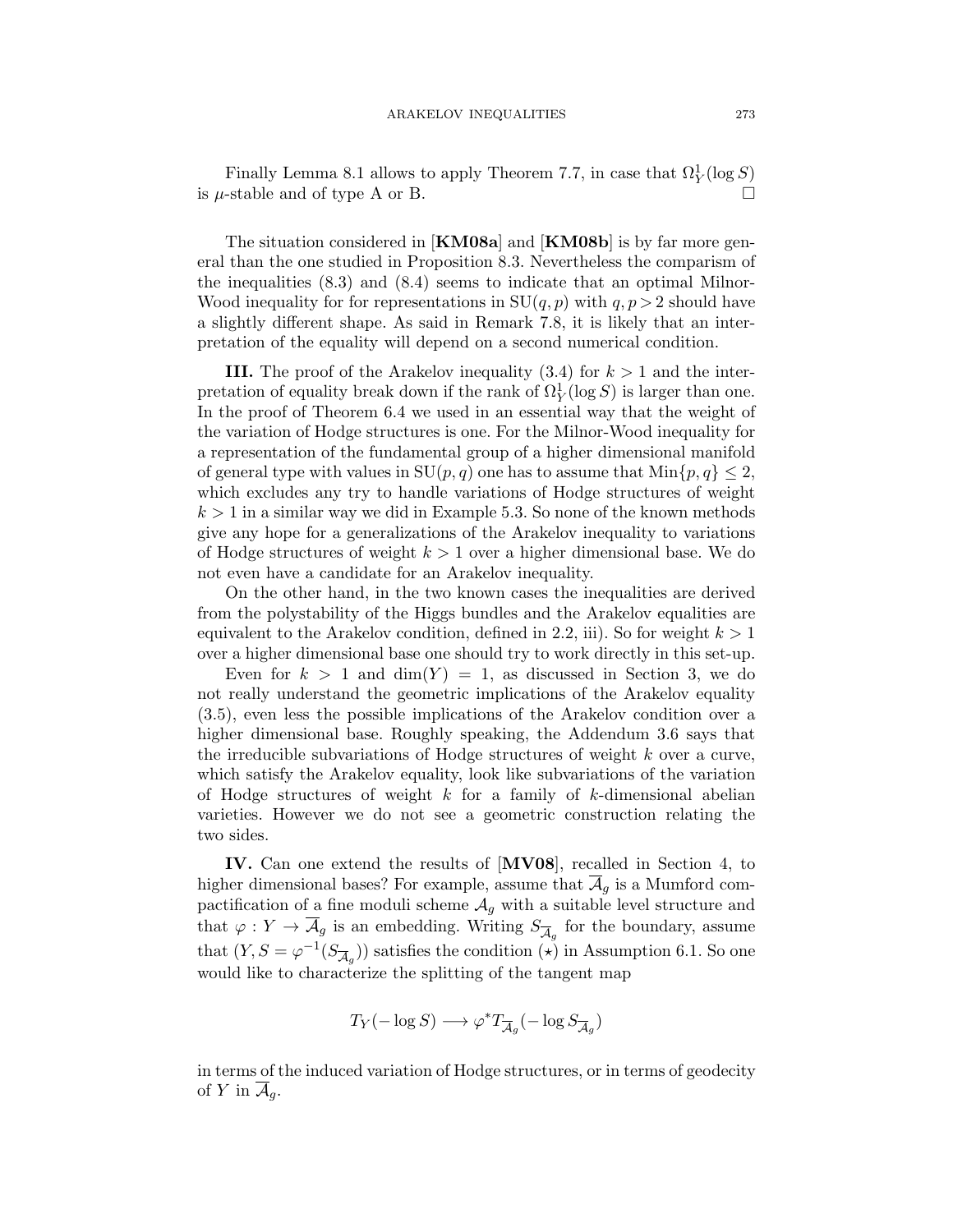Finally Lemma 8.1 allows to apply Theorem 7.7, in case that $\Omega^1_Y(\log S)$ is $\mu$-stable and of type A or B. $\square$

The situation considered in [**KM08a**] and [**KM08b**] is by far more general than the one studied in Proposition 8.3. Nevertheless the comparism of the inequalities (8.3) and (8.4) seems to indicate that an optimal Milnor-Wood inequality for for representations in $\mathrm{SU}(q,p)$ with $q,p>2$ should have a slightly different shape. As said in Remark 7.8, it is likely that an interpretation of the equality will depend on a second numerical condition.

**III.** The proof of the Arakelov inequality (3.4) for $k>1$ and the interpretation of equality break down if the rank of $\Omega^1_Y(\log S)$ is larger than one. In the proof of Theorem 6.4 we used in an essential way that the weight of the variation of Hodge structures is one. For the Milnor-Wood inequality for a representation of the fundamental group of a higher dimensional manifold of general type with values in $\mathrm{SU}(p,q)$ one has to assume that $\mathrm{Min}\{p,q\} \leq 2$, which excludes any try to handle variations of Hodge structures of weight $k>1$ in a similar way we did in Example 5.3. So none of the known methods give any hope for a generalizations of the Arakelov inequality to variations of Hodge structures of weight $k>1$ over a higher dimensional base. We do not even have a candidate for an Arakelov inequality.

On the other hand, in the two known cases the inequalities are derived from the polystability of the Higgs bundles and the Arakelov equalities are equivalent to the Arakelov condition, defined in 2.2, iii). So for weight $k>1$ over a higher dimensional base one should try to work directly in this set-up.

Even for $k>1$ and $\dim(Y)=1$, as discussed in Section 3, we do not really understand the geometric implications of the Arakelov equality (3.5), even less the possible implications of the Arakelov condition over a higher dimensional base. Roughly speaking, the Addendum 3.6 says that the irreducible subvariations of Hodge structures of weight $k$ over a curve, which satisfy the Arakelov equality, look like subvariations of the variation of Hodge structures of weight $k$ for a family of $k$-dimensional abelian varieties. However we do not see a geometric construction relating the two sides.

**IV.** Can one extend the results of [**MV08**], recalled in Section 4, to higher dimensional bases? For example, assume that $\overline{\mathcal{A}}_g$ is a Mumford compactification of a fine moduli scheme $\mathcal{A}_g$ with a suitable level structure and that $\varphi: Y \to \overline{\mathcal{A}}_g$ is an embedding. Writing $S_{\overline{\mathcal{A}}_g}$ for the boundary, assume that $(Y, S = \varphi^{-1}(S_{\overline{\mathcal{A}}_g}))$ satisfies the condition $(\star)$ in Assumption 6.1. So one would like to characterize the splitting of the tangent map

$$T_Y(-\log S) \longrightarrow \varphi^* T_{\overline{\mathcal{A}}_g}(-\log S_{\overline{\mathcal{A}}_g})$$

in terms of the induced variation of Hodge structures, or in terms of geodecity of $Y$ in $\overline{\mathcal{A}}_g$.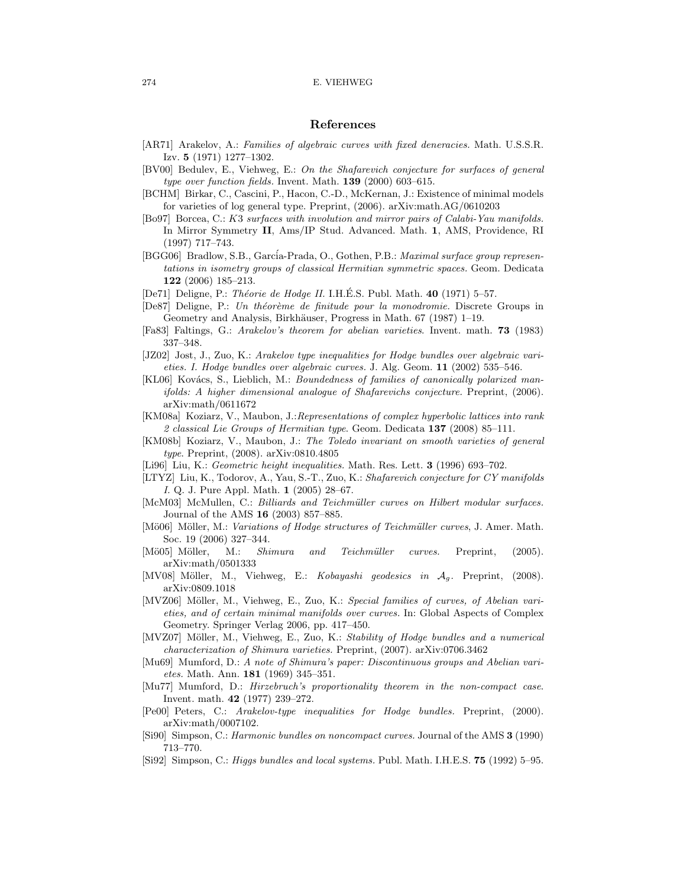## References

[AR71] Arakelov, A.: *Families of algebraic curves with fixed deneracies.* Math. U.S.S.R. Izv. **5** (1971) 1277–1302.

[BV00] Bedulev, E., Viehweg, E.: *On the Shafarevich conjecture for surfaces of general type over function fields.* Invent. Math. **139** (2000) 603–615.

[BCHM] Birkar, C., Cascini, P., Hacon, C.-D., McKernan, J.: Existence of minimal models for varieties of log general type. Preprint, (2006). arXiv:math.AG/0610203

[Bo97] Borcea, C.: *K3 surfaces with involution and mirror pairs of Calabi-Yau manifolds.* In Mirror Symmetry **II**, Ams/IP Stud. Advanced. Math. **1**, AMS, Providence, RI (1997) 717–743.

[BGG06] Bradlow, S.B., García-Prada, O., Gothen, P.B.: *Maximal surface group representations in isometry groups of classical Hermitian symmetric spaces.* Geom. Dedicata **122** (2006) 185–213.

[De71] Deligne, P.: *Théorie de Hodge II.* I.H.É.S. Publ. Math. **40** (1971) 5–57.

[De87] Deligne, P.: *Un théorème de finitude pour la monodromie.* Discrete Groups in Geometry and Analysis, Birkhäuser, Progress in Math. 67 (1987) 1–19.

[Fa83] Faltings, G.: *Arakelov's theorem for abelian varieties.* Invent. math. **73** (1983) 337–348.

[JZ02] Jost, J., Zuo, K.: *Arakelov type inequalities for Hodge bundles over algebraic varieties. I. Hodge bundles over algebraic curves.* J. Alg. Geom. **11** (2002) 535–546.

[KL06] Kovács, S., Lieblich, M.: *Boundedness of families of canonically polarized manifolds: A higher dimensional analogue of Shafarevichs conjecture.* Preprint, (2006). arXiv:math/0611672

[KM08a] Koziarz, V., Maubon, J.:*Representations of complex hyperbolic lattices into rank 2 classical Lie Groups of Hermitian type.* Geom. Dedicata **137** (2008) 85–111.

[KM08b] Koziarz, V., Maubon, J.: *The Toledo invariant on smooth varieties of general type.* Preprint, (2008). arXiv:0810.4805

[Li96] Liu, K.: *Geometric height inequalities.* Math. Res. Lett. **3** (1996) 693–702.

[LTYZ] Liu, K., Todorov, A., Yau, S.-T., Zuo, K.: *Shafarevich conjecture for CY manifolds I.* Q. J. Pure Appl. Math. **1** (2005) 28–67.

[McM03] McMullen, C.: *Billiards and Teichmüller curves on Hilbert modular surfaces.* Journal of the AMS **16** (2003) 857–885.

[Mö06] Möller, M.: *Variations of Hodge structures of Teichmüller curves*, J. Amer. Math. Soc. 19 (2006) 327–344.

[Mö05] Möller, M.: *Shimura and Teichmüller curves.* Preprint, (2005). arXiv:math/0501333

[MV08] Möller, M., Viehweg, E.: *Kobayashi geodesics in $\mathcal{A}_g$.* Preprint, (2008). arXiv:0809.1018

[MVZ06] Möller, M., Viehweg, E., Zuo, K.: *Special families of curves, of Abelian varieties, and of certain minimal manifolds over curves.* In: Global Aspects of Complex Geometry. Springer Verlag 2006, pp. 417–450.

[MVZ07] Möller, M., Viehweg, E., Zuo, K.: *Stability of Hodge bundles and a numerical characterization of Shimura varieties.* Preprint, (2007). arXiv:0706.3462

[Mu69] Mumford, D.: *A note of Shimura's paper: Discontinuous groups and Abelian varietes.* Math. Ann. **181** (1969) 345–351.

[Mu77] Mumford, D.: *Hirzebruch's proportionality theorem in the non-compact case.* Invent. math. **42** (1977) 239–272.

[Pe00] Peters, C.: *Arakelov-type inequalities for Hodge bundles.* Preprint, (2000). arXiv:math/0007102.

[Si90] Simpson, C.: *Harmonic bundles on noncompact curves.* Journal of the AMS **3** (1990) 713–770.

[Si92] Simpson, C.: *Higgs bundles and local systems.* Publ. Math. I.H.E.S. **75** (1992) 5–95.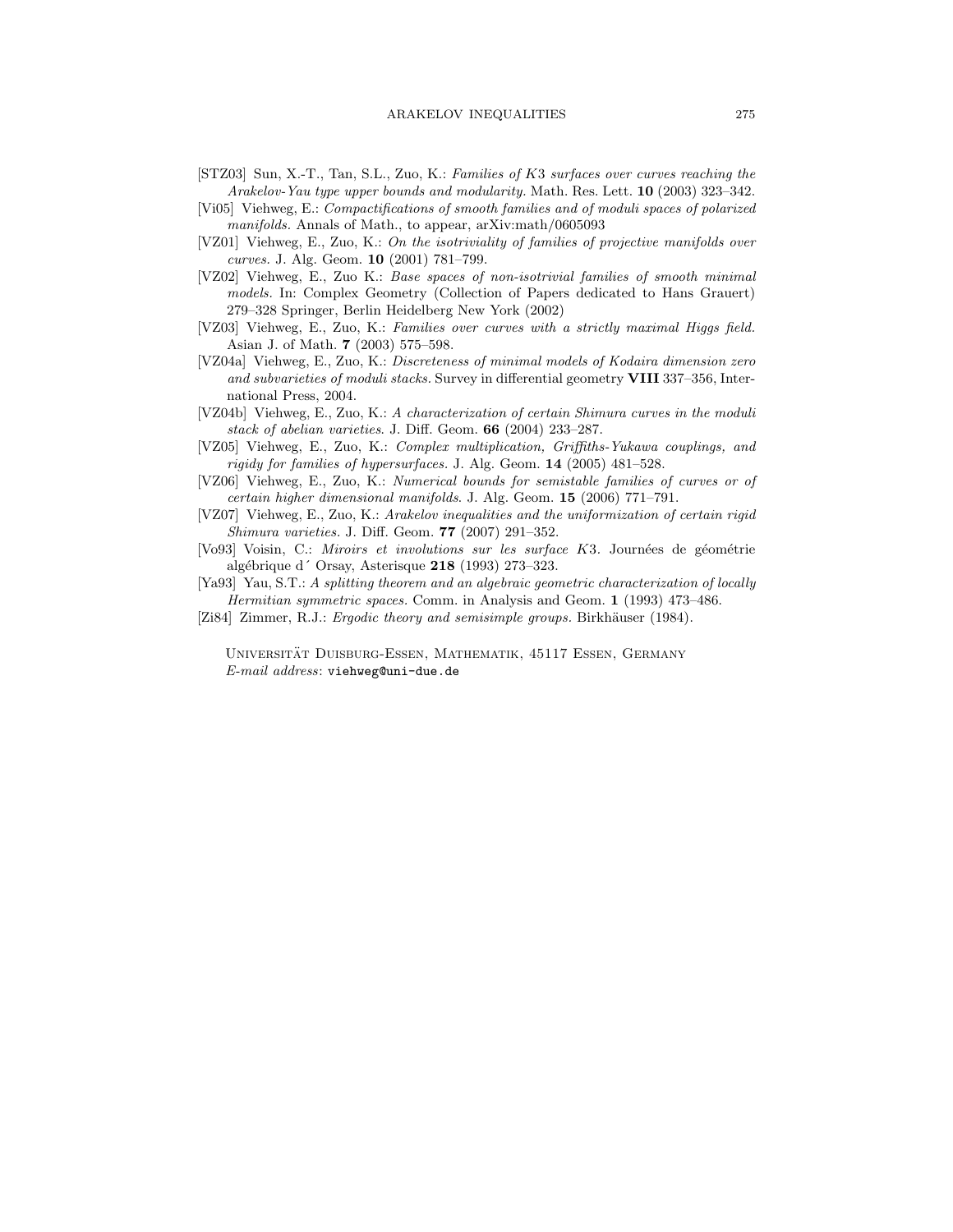[STZ03] Sun, X.-T., Tan, S.L., Zuo, K.: *Families of K*3 *surfaces over curves reaching the Arakelov-Yau type upper bounds and modularity.* Math. Res. Lett. **10** (2003) 323–342.

[Vi05] Viehweg, E.: *Compactifications of smooth families and of moduli spaces of polarized manifolds.* Annals of Math., to appear, arXiv:math/0605093

[VZ01] Viehweg, E., Zuo, K.: *On the isotriviality of families of projective manifolds over curves.* J. Alg. Geom. **10** (2001) 781–799.

[VZ02] Viehweg, E., Zuo K.: *Base spaces of non-isotrivial families of smooth minimal models.* In: Complex Geometry (Collection of Papers dedicated to Hans Grauert) 279–328 Springer, Berlin Heidelberg New York (2002)

[VZ03] Viehweg, E., Zuo, K.: *Families over curves with a strictly maximal Higgs field.* Asian J. of Math. **7** (2003) 575–598.

[VZ04a] Viehweg, E., Zuo, K.: *Discreteness of minimal models of Kodaira dimension zero and subvarieties of moduli stacks.* Survey in differential geometry **VIII** 337–356, International Press, 2004.

[VZ04b] Viehweg, E., Zuo, K.: *A characterization of certain Shimura curves in the moduli stack of abelian varieties.* J. Diff. Geom. **66** (2004) 233–287.

[VZ05] Viehweg, E., Zuo, K.: *Complex multiplication, Griffiths-Yukawa couplings, and rigidy for families of hypersurfaces.* J. Alg. Geom. **14** (2005) 481–528.

[VZ06] Viehweg, E., Zuo, K.: *Numerical bounds for semistable families of curves or of certain higher dimensional manifolds.* J. Alg. Geom. **15** (2006) 771–791.

[VZ07] Viehweg, E., Zuo, K.: *Arakelov inequalities and the uniformization of certain rigid Shimura varieties.* J. Diff. Geom. **77** (2007) 291–352.

[Vo93] Voisin, C.: *Miroirs et involutions sur les surface K*3. Journées de géométrie algébrique d´ Orsay, Asterisque **218** (1993) 273–323.

[Ya93] Yau, S.T.: *A splitting theorem and an algebraic geometric characterization of locally Hermitian symmetric spaces.* Comm. in Analysis and Geom. **1** (1993) 473–486.

[Zi84] Zimmer, R.J.: *Ergodic theory and semisimple groups.* Birkhäuser (1984).

Universität Duisburg-Essen, Mathematik, 45117 Essen, Germany
*E-mail address*: viehweg@uni-due.de